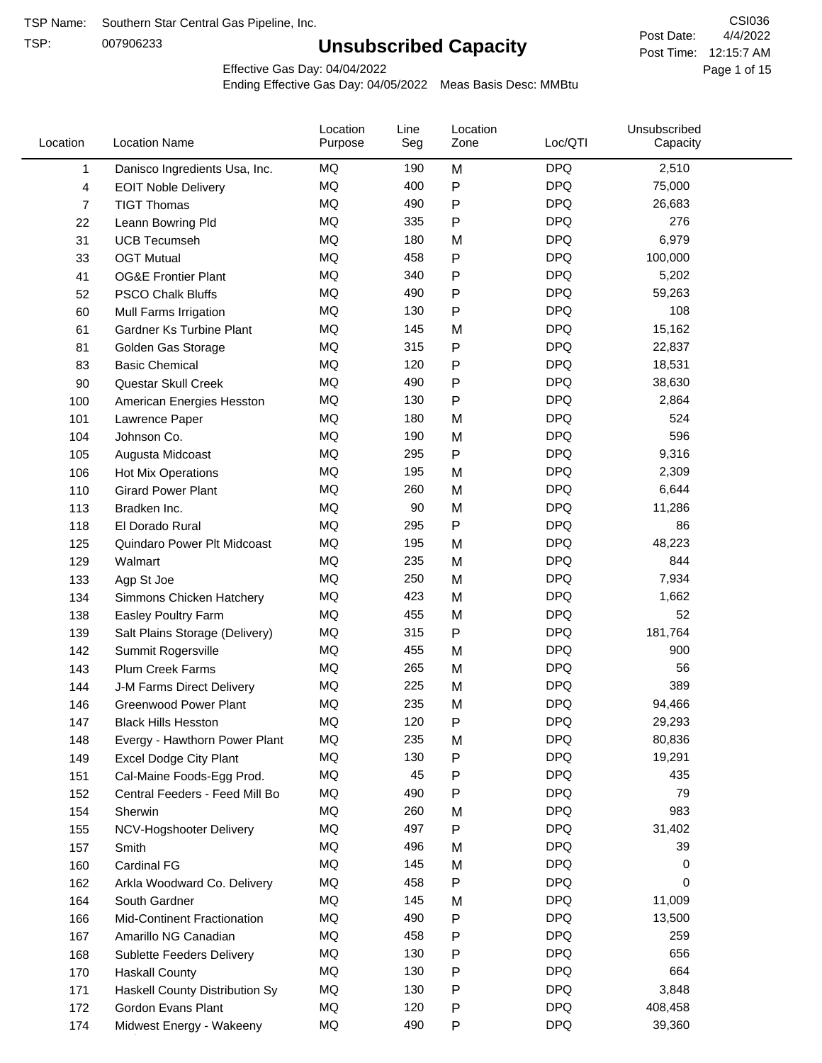TSP Name: Southern Star Central Gas Pipeline, Inc.

TSP: 007906233

CSI036

Post Date: 4/4/2022

Post Time: 12:15:7 AM

# Unsubscribed Capacity

Effective Gas Day: 04/04/2022

Ending Effective Gas Day: 04/05/2022 Meas Basis Desc: MMBtu

| Location | Location Name | Location Purpose | Line Seg | Location Zone | Loc/QTI | Unsubscribed Capacity |
|---|---|---|---|---|---|---|
| 1 | Danisco Ingredients Usa, Inc. | MQ | 190 | M | DPQ | 2,510 |
| 4 | EOIT Noble Delivery | MQ | 400 | P | DPQ | 75,000 |
| 7 | TIGT Thomas | MQ | 490 | P | DPQ | 26,683 |
| 22 | Leann Bowring Pld | MQ | 335 | P | DPQ | 276 |
| 31 | UCB Tecumseh | MQ | 180 | M | DPQ | 6,979 |
| 33 | OGT Mutual | MQ | 458 | P | DPQ | 100,000 |
| 41 | OG&E Frontier Plant | MQ | 340 | P | DPQ | 5,202 |
| 52 | PSCO Chalk Bluffs | MQ | 490 | P | DPQ | 59,263 |
| 60 | Mull Farms Irrigation | MQ | 130 | P | DPQ | 108 |
| 61 | Gardner Ks Turbine Plant | MQ | 145 | M | DPQ | 15,162 |
| 81 | Golden Gas Storage | MQ | 315 | P | DPQ | 22,837 |
| 83 | Basic Chemical | MQ | 120 | P | DPQ | 18,531 |
| 90 | Questar Skull Creek | MQ | 490 | P | DPQ | 38,630 |
| 100 | American Energies Hesston | MQ | 130 | P | DPQ | 2,864 |
| 101 | Lawrence Paper | MQ | 180 | M | DPQ | 524 |
| 104 | Johnson Co. | MQ | 190 | M | DPQ | 596 |
| 105 | Augusta Midcoast | MQ | 295 | P | DPQ | 9,316 |
| 106 | Hot Mix Operations | MQ | 195 | M | DPQ | 2,309 |
| 110 | Girard Power Plant | MQ | 260 | M | DPQ | 6,644 |
| 113 | Bradken Inc. | MQ | 90 | M | DPQ | 11,286 |
| 118 | El Dorado Rural | MQ | 295 | P | DPQ | 86 |
| 125 | Quindaro Power Plt Midcoast | MQ | 195 | M | DPQ | 48,223 |
| 129 | Walmart | MQ | 235 | M | DPQ | 844 |
| 133 | Agp St Joe | MQ | 250 | M | DPQ | 7,934 |
| 134 | Simmons Chicken Hatchery | MQ | 423 | M | DPQ | 1,662 |
| 138 | Easley Poultry Farm | MQ | 455 | M | DPQ | 52 |
| 139 | Salt Plains Storage (Delivery) | MQ | 315 | P | DPQ | 181,764 |
| 142 | Summit Rogersville | MQ | 455 | M | DPQ | 900 |
| 143 | Plum Creek Farms | MQ | 265 | M | DPQ | 56 |
| 144 | J-M Farms Direct Delivery | MQ | 225 | M | DPQ | 389 |
| 146 | Greenwood Power Plant | MQ | 235 | M | DPQ | 94,466 |
| 147 | Black Hills Hesston | MQ | 120 | P | DPQ | 29,293 |
| 148 | Evergy - Hawthorn Power Plant | MQ | 235 | M | DPQ | 80,836 |
| 149 | Excel Dodge City Plant | MQ | 130 | P | DPQ | 19,291 |
| 151 | Cal-Maine Foods-Egg Prod. | MQ | 45 | P | DPQ | 435 |
| 152 | Central Feeders - Feed Mill Bo | MQ | 490 | P | DPQ | 79 |
| 154 | Sherwin | MQ | 260 | M | DPQ | 983 |
| 155 | NCV-Hogshooter Delivery | MQ | 497 | P | DPQ | 31,402 |
| 157 | Smith | MQ | 496 | M | DPQ | 39 |
| 160 | Cardinal FG | MQ | 145 | M | DPQ | 0 |
| 162 | Arkla Woodward Co. Delivery | MQ | 458 | P | DPQ | 0 |
| 164 | South Gardner | MQ | 145 | M | DPQ | 11,009 |
| 166 | Mid-Continent Fractionation | MQ | 490 | P | DPQ | 13,500 |
| 167 | Amarillo NG Canadian | MQ | 458 | P | DPQ | 259 |
| 168 | Sublette Feeders Delivery | MQ | 130 | P | DPQ | 656 |
| 170 | Haskall County | MQ | 130 | P | DPQ | 664 |
| 171 | Haskall County Distribution Sy | MQ | 130 | P | DPQ | 3,848 |
| 172 | Gordon Evans Plant | MQ | 120 | P | DPQ | 408,458 |
| 174 | Midwest Energy - Wakeeny | MQ | 490 | P | DPQ | 39,360 |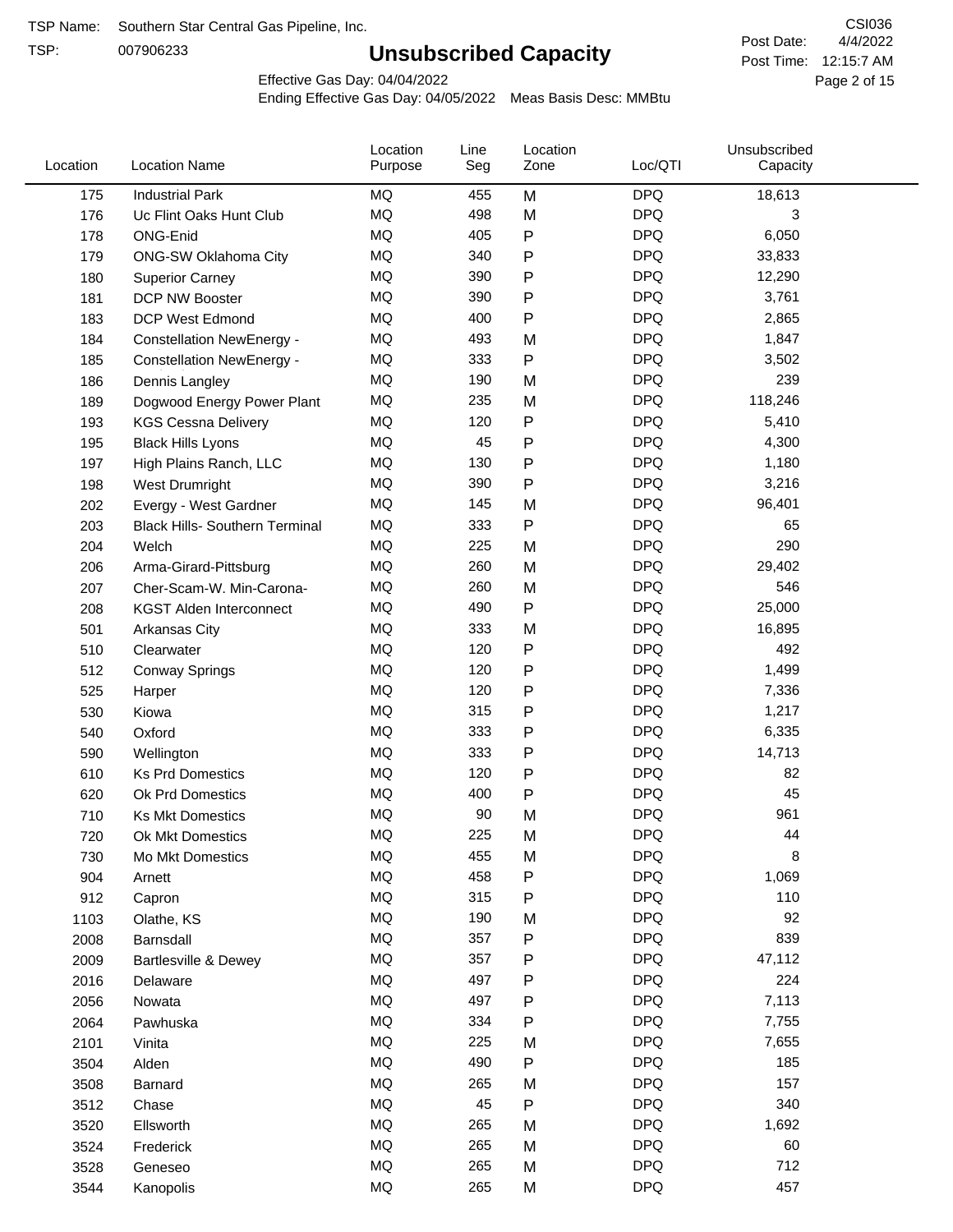TSP Name: Southern Star Central Gas Pipeline, Inc.
TSP: 007906233

# Unsubscribed Capacity

CSI036
Post Date: 4/4/2022
Post Time: 12:15:7 AM

Effective Gas Day: 04/04/2022
Ending Effective Gas Day: 04/05/2022 Meas Basis Desc: MMBtu

| Location | Location Name | Location Purpose | Line Seg | Location Zone | Loc/QTI | Unsubscribed Capacity |
|---|---|---|---|---|---|---|
| 175 | Industrial Park | MQ | 455 | M | DPQ | 18,613 |
| 176 | Uc Flint Oaks Hunt Club | MQ | 498 | M | DPQ | 3 |
| 178 | ONG-Enid | MQ | 405 | P | DPQ | 6,050 |
| 179 | ONG-SW Oklahoma City | MQ | 340 | P | DPQ | 33,833 |
| 180 | Superior Carney | MQ | 390 | P | DPQ | 12,290 |
| 181 | DCP NW Booster | MQ | 390 | P | DPQ | 3,761 |
| 183 | DCP West Edmond | MQ | 400 | P | DPQ | 2,865 |
| 184 | Constellation NewEnergy - | MQ | 493 | M | DPQ | 1,847 |
| 185 | Constellation NewEnergy - | MQ | 333 | P | DPQ | 3,502 |
| 186 | Dennis Langley | MQ | 190 | M | DPQ | 239 |
| 189 | Dogwood Energy Power Plant | MQ | 235 | M | DPQ | 118,246 |
| 193 | KGS Cessna Delivery | MQ | 120 | P | DPQ | 5,410 |
| 195 | Black Hills Lyons | MQ | 45 | P | DPQ | 4,300 |
| 197 | High Plains Ranch, LLC | MQ | 130 | P | DPQ | 1,180 |
| 198 | West Drumright | MQ | 390 | P | DPQ | 3,216 |
| 202 | Evergy - West Gardner | MQ | 145 | M | DPQ | 96,401 |
| 203 | Black Hills- Southern Terminal | MQ | 333 | P | DPQ | 65 |
| 204 | Welch | MQ | 225 | M | DPQ | 290 |
| 206 | Arma-Girard-Pittsburg | MQ | 260 | M | DPQ | 29,402 |
| 207 | Cher-Scam-W. Min-Carona- | MQ | 260 | M | DPQ | 546 |
| 208 | KGST Alden Interconnect | MQ | 490 | P | DPQ | 25,000 |
| 501 | Arkansas City | MQ | 333 | M | DPQ | 16,895 |
| 510 | Clearwater | MQ | 120 | P | DPQ | 492 |
| 512 | Conway Springs | MQ | 120 | P | DPQ | 1,499 |
| 525 | Harper | MQ | 120 | P | DPQ | 7,336 |
| 530 | Kiowa | MQ | 315 | P | DPQ | 1,217 |
| 540 | Oxford | MQ | 333 | P | DPQ | 6,335 |
| 590 | Wellington | MQ | 333 | P | DPQ | 14,713 |
| 610 | Ks Prd Domestics | MQ | 120 | P | DPQ | 82 |
| 620 | Ok Prd Domestics | MQ | 400 | P | DPQ | 45 |
| 710 | Ks Mkt Domestics | MQ | 90 | M | DPQ | 961 |
| 720 | Ok Mkt Domestics | MQ | 225 | M | DPQ | 44 |
| 730 | Mo Mkt Domestics | MQ | 455 | M | DPQ | 8 |
| 904 | Arnett | MQ | 458 | P | DPQ | 1,069 |
| 912 | Capron | MQ | 315 | P | DPQ | 110 |
| 1103 | Olathe, KS | MQ | 190 | M | DPQ | 92 |
| 2008 | Barnsdall | MQ | 357 | P | DPQ | 839 |
| 2009 | Bartlesville & Dewey | MQ | 357 | P | DPQ | 47,112 |
| 2016 | Delaware | MQ | 497 | P | DPQ | 224 |
| 2056 | Nowata | MQ | 497 | P | DPQ | 7,113 |
| 2064 | Pawhuska | MQ | 334 | P | DPQ | 7,755 |
| 2101 | Vinita | MQ | 225 | M | DPQ | 7,655 |
| 3504 | Alden | MQ | 490 | P | DPQ | 185 |
| 3508 | Barnard | MQ | 265 | M | DPQ | 157 |
| 3512 | Chase | MQ | 45 | P | DPQ | 340 |
| 3520 | Ellsworth | MQ | 265 | M | DPQ | 1,692 |
| 3524 | Frederick | MQ | 265 | M | DPQ | 60 |
| 3528 | Geneseo | MQ | 265 | M | DPQ | 712 |
| 3544 | Kanopolis | MQ | 265 | M | DPQ | 457 |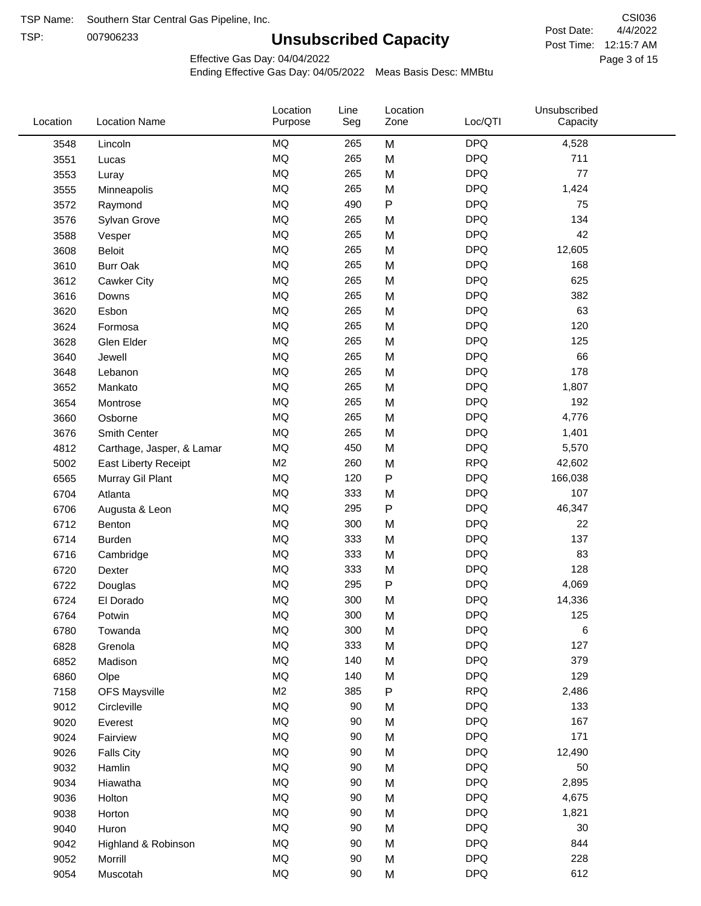TSP Name: Southern Star Central Gas Pipeline, Inc.
TSP: 007906233

# Unsubscribed Capacity

CSI036
Post Date: 4/4/2022
Post Time: 12:15:7 AM

Effective Gas Day: 04/04/2022
Ending Effective Gas Day: 04/05/2022 Meas Basis Desc: MMBtu

| Location | Location Name | Location Purpose | Line Seg | Location Zone | Loc/QTI | Unsubscribed Capacity |
|---|---|---|---|---|---|---|
| 3548 | Lincoln | MQ | 265 | M | DPQ | 4,528 |
| 3551 | Lucas | MQ | 265 | M | DPQ | 711 |
| 3553 | Luray | MQ | 265 | M | DPQ | 77 |
| 3555 | Minneapolis | MQ | 265 | M | DPQ | 1,424 |
| 3572 | Raymond | MQ | 490 | P | DPQ | 75 |
| 3576 | Sylvan Grove | MQ | 265 | M | DPQ | 134 |
| 3588 | Vesper | MQ | 265 | M | DPQ | 42 |
| 3608 | Beloit | MQ | 265 | M | DPQ | 12,605 |
| 3610 | Burr Oak | MQ | 265 | M | DPQ | 168 |
| 3612 | Cawker City | MQ | 265 | M | DPQ | 625 |
| 3616 | Downs | MQ | 265 | M | DPQ | 382 |
| 3620 | Esbon | MQ | 265 | M | DPQ | 63 |
| 3624 | Formosa | MQ | 265 | M | DPQ | 120 |
| 3628 | Glen Elder | MQ | 265 | M | DPQ | 125 |
| 3640 | Jewell | MQ | 265 | M | DPQ | 66 |
| 3648 | Lebanon | MQ | 265 | M | DPQ | 178 |
| 3652 | Mankato | MQ | 265 | M | DPQ | 1,807 |
| 3654 | Montrose | MQ | 265 | M | DPQ | 192 |
| 3660 | Osborne | MQ | 265 | M | DPQ | 4,776 |
| 3676 | Smith Center | MQ | 265 | M | DPQ | 1,401 |
| 4812 | Carthage, Jasper, & Lamar | MQ | 450 | M | DPQ | 5,570 |
| 5002 | East Liberty Receipt | M2 | 260 | M | RPQ | 42,602 |
| 6565 | Murray Gil Plant | MQ | 120 | P | DPQ | 166,038 |
| 6704 | Atlanta | MQ | 333 | M | DPQ | 107 |
| 6706 | Augusta & Leon | MQ | 295 | P | DPQ | 46,347 |
| 6712 | Benton | MQ | 300 | M | DPQ | 22 |
| 6714 | Burden | MQ | 333 | M | DPQ | 137 |
| 6716 | Cambridge | MQ | 333 | M | DPQ | 83 |
| 6720 | Dexter | MQ | 333 | M | DPQ | 128 |
| 6722 | Douglas | MQ | 295 | P | DPQ | 4,069 |
| 6724 | El Dorado | MQ | 300 | M | DPQ | 14,336 |
| 6764 | Potwin | MQ | 300 | M | DPQ | 125 |
| 6780 | Towanda | MQ | 300 | M | DPQ | 6 |
| 6828 | Grenola | MQ | 333 | M | DPQ | 127 |
| 6852 | Madison | MQ | 140 | M | DPQ | 379 |
| 6860 | Olpe | MQ | 140 | M | DPQ | 129 |
| 7158 | OFS Maysville | M2 | 385 | P | RPQ | 2,486 |
| 9012 | Circleville | MQ | 90 | M | DPQ | 133 |
| 9020 | Everest | MQ | 90 | M | DPQ | 167 |
| 9024 | Fairview | MQ | 90 | M | DPQ | 171 |
| 9026 | Falls City | MQ | 90 | M | DPQ | 12,490 |
| 9032 | Hamlin | MQ | 90 | M | DPQ | 50 |
| 9034 | Hiawatha | MQ | 90 | M | DPQ | 2,895 |
| 9036 | Holton | MQ | 90 | M | DPQ | 4,675 |
| 9038 | Horton | MQ | 90 | M | DPQ | 1,821 |
| 9040 | Huron | MQ | 90 | M | DPQ | 30 |
| 9042 | Highland & Robinson | MQ | 90 | M | DPQ | 844 |
| 9052 | Morrill | MQ | 90 | M | DPQ | 228 |
| 9054 | Muscotah | MQ | 90 | M | DPQ | 612 |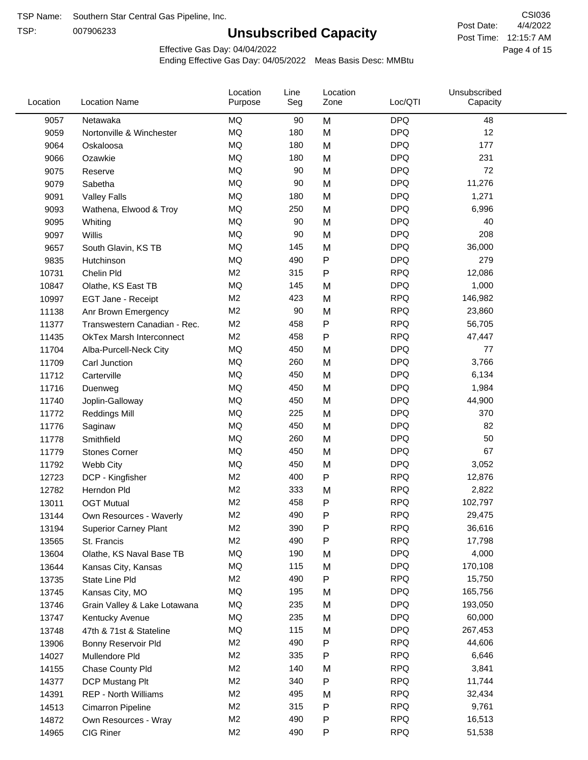TSP Name: Southern Star Central Gas Pipeline, Inc.

TSP: 007906233

# Unsubscribed Capacity

CSI036

Post Date: 4/4/2022

Post Time: 12:15:7 AM

Effective Gas Day: 04/04/2022

Ending Effective Gas Day: 04/05/2022 Meas Basis Desc: MMBtu

| Location | Location Name | Location Purpose | Line Seg | Location Zone | Loc/QTI | Unsubscribed Capacity |
|---|---|---|---|---|---|---|
| 9057 | Netawaka | MQ | 90 | M | DPQ | 48 |
| 9059 | Nortonville & Winchester | MQ | 180 | M | DPQ | 12 |
| 9064 | Oskaloosa | MQ | 180 | M | DPQ | 177 |
| 9066 | Ozawkie | MQ | 180 | M | DPQ | 231 |
| 9075 | Reserve | MQ | 90 | M | DPQ | 72 |
| 9079 | Sabetha | MQ | 90 | M | DPQ | 11,276 |
| 9091 | Valley Falls | MQ | 180 | M | DPQ | 1,271 |
| 9093 | Wathena, Elwood & Troy | MQ | 250 | M | DPQ | 6,996 |
| 9095 | Whiting | MQ | 90 | M | DPQ | 40 |
| 9097 | Willis | MQ | 90 | M | DPQ | 208 |
| 9657 | South Glavin, KS TB | MQ | 145 | M | DPQ | 36,000 |
| 9835 | Hutchinson | MQ | 490 | P | DPQ | 279 |
| 10731 | Chelin Pld | M2 | 315 | P | RPQ | 12,086 |
| 10847 | Olathe, KS East TB | MQ | 145 | M | DPQ | 1,000 |
| 10997 | EGT Jane - Receipt | M2 | 423 | M | RPQ | 146,982 |
| 11138 | Anr Brown Emergency | M2 | 90 | M | RPQ | 23,860 |
| 11377 | Transwestern Canadian - Rec. | M2 | 458 | P | RPQ | 56,705 |
| 11435 | OkTex Marsh Interconnect | M2 | 458 | P | RPQ | 47,447 |
| 11704 | Alba-Purcell-Neck City | MQ | 450 | M | DPQ | 77 |
| 11709 | Carl Junction | MQ | 260 | M | DPQ | 3,766 |
| 11712 | Carterville | MQ | 450 | M | DPQ | 6,134 |
| 11716 | Duenweg | MQ | 450 | M | DPQ | 1,984 |
| 11740 | Joplin-Galloway | MQ | 450 | M | DPQ | 44,900 |
| 11772 | Reddings Mill | MQ | 225 | M | DPQ | 370 |
| 11776 | Saginaw | MQ | 450 | M | DPQ | 82 |
| 11778 | Smithfield | MQ | 260 | M | DPQ | 50 |
| 11779 | Stones Corner | MQ | 450 | M | DPQ | 67 |
| 11792 | Webb City | MQ | 450 | M | DPQ | 3,052 |
| 12723 | DCP - Kingfisher | M2 | 400 | P | RPQ | 12,876 |
| 12782 | Herndon Pld | M2 | 333 | M | RPQ | 2,822 |
| 13011 | OGT Mutual | M2 | 458 | P | RPQ | 102,797 |
| 13144 | Own Resources - Waverly | M2 | 490 | P | RPQ | 29,475 |
| 13194 | Superior Carney Plant | M2 | 390 | P | RPQ | 36,616 |
| 13565 | St. Francis | M2 | 490 | P | RPQ | 17,798 |
| 13604 | Olathe, KS Naval Base TB | MQ | 190 | M | DPQ | 4,000 |
| 13644 | Kansas City, Kansas | MQ | 115 | M | DPQ | 170,108 |
| 13735 | State Line Pld | M2 | 490 | P | RPQ | 15,750 |
| 13745 | Kansas City, MO | MQ | 195 | M | DPQ | 165,756 |
| 13746 | Grain Valley & Lake Lotawana | MQ | 235 | M | DPQ | 193,050 |
| 13747 | Kentucky Avenue | MQ | 235 | M | DPQ | 60,000 |
| 13748 | 47th & 71st & Stateline | MQ | 115 | M | DPQ | 267,453 |
| 13906 | Bonny Reservoir Pld | M2 | 490 | P | RPQ | 44,606 |
| 14027 | Mullendore Pld | M2 | 335 | P | RPQ | 6,646 |
| 14155 | Chase County Pld | M2 | 140 | M | RPQ | 3,841 |
| 14377 | DCP Mustang Plt | M2 | 340 | P | RPQ | 11,744 |
| 14391 | REP - North Williams | M2 | 495 | M | RPQ | 32,434 |
| 14513 | Cimarron Pipeline | M2 | 315 | P | RPQ | 9,761 |
| 14872 | Own Resources - Wray | M2 | 490 | P | RPQ | 16,513 |
| 14965 | CIG Riner | M2 | 490 | P | RPQ | 51,538 |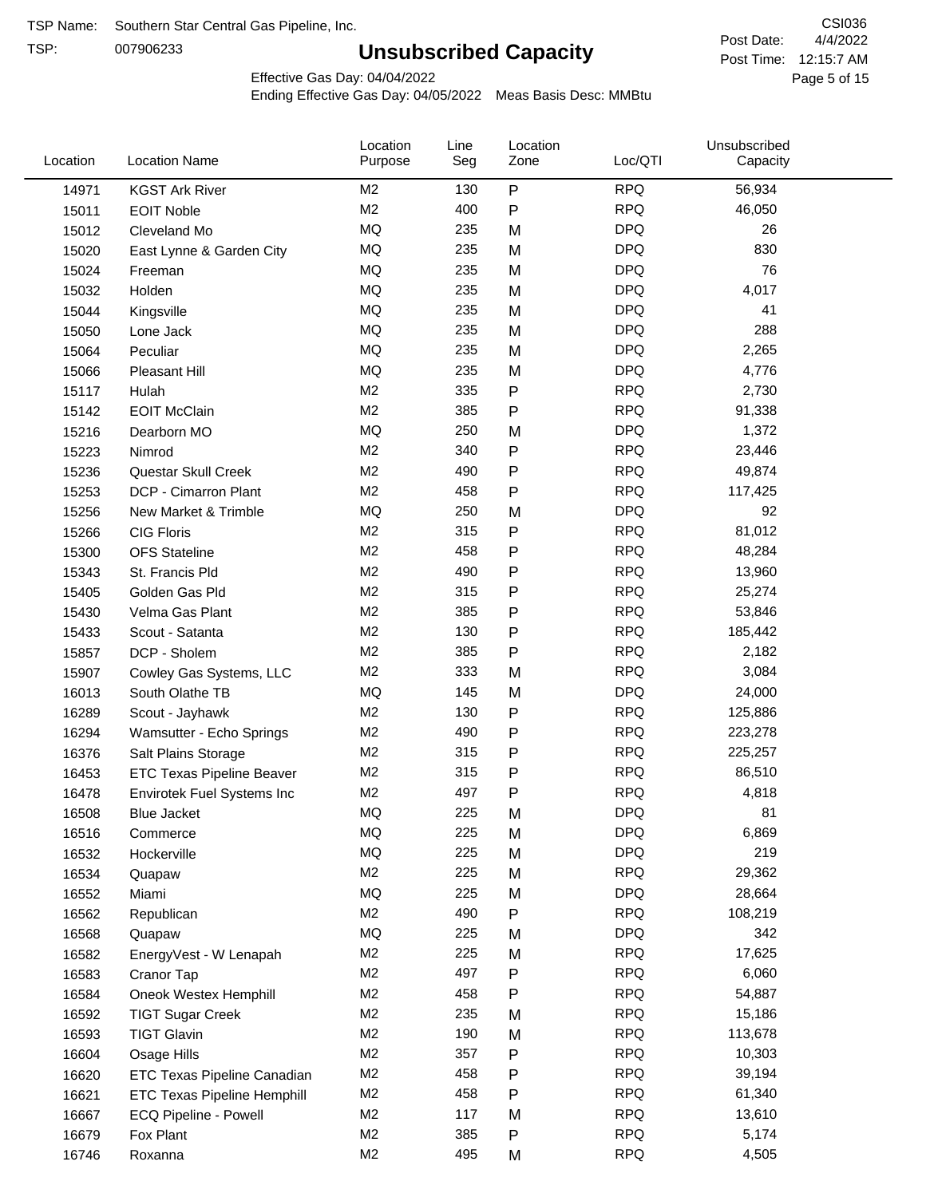TSP Name: Southern Star Central Gas Pipeline, Inc.
TSP: 007906233

# Unsubscribed Capacity

CSI036
Post Date: 4/4/2022
Post Time: 12:15:7 AM

Effective Gas Day: 04/04/2022
Ending Effective Gas Day: 04/05/2022 Meas Basis Desc: MMBtu

| Location | Location Name | Location Purpose | Line Seg | Location Zone | Loc/QTI | Unsubscribed Capacity |
|---|---|---|---|---|---|---|
| 14971 | KGST Ark River | M2 | 130 | P | RPQ | 56,934 |
| 15011 | EOIT Noble | M2 | 400 | P | RPQ | 46,050 |
| 15012 | Cleveland Mo | MQ | 235 | M | DPQ | 26 |
| 15020 | East Lynne & Garden City | MQ | 235 | M | DPQ | 830 |
| 15024 | Freeman | MQ | 235 | M | DPQ | 76 |
| 15032 | Holden | MQ | 235 | M | DPQ | 4,017 |
| 15044 | Kingsville | MQ | 235 | M | DPQ | 41 |
| 15050 | Lone Jack | MQ | 235 | M | DPQ | 288 |
| 15064 | Peculiar | MQ | 235 | M | DPQ | 2,265 |
| 15066 | Pleasant Hill | MQ | 235 | M | DPQ | 4,776 |
| 15117 | Hulah | M2 | 335 | P | RPQ | 2,730 |
| 15142 | EOIT McClain | M2 | 385 | P | RPQ | 91,338 |
| 15216 | Dearborn MO | MQ | 250 | M | DPQ | 1,372 |
| 15223 | Nimrod | M2 | 340 | P | RPQ | 23,446 |
| 15236 | Questar Skull Creek | M2 | 490 | P | RPQ | 49,874 |
| 15253 | DCP - Cimarron Plant | M2 | 458 | P | RPQ | 117,425 |
| 15256 | New Market & Trimble | MQ | 250 | M | DPQ | 92 |
| 15266 | CIG Floris | M2 | 315 | P | RPQ | 81,012 |
| 15300 | OFS Stateline | M2 | 458 | P | RPQ | 48,284 |
| 15343 | St. Francis Pld | M2 | 490 | P | RPQ | 13,960 |
| 15405 | Golden Gas Pld | M2 | 315 | P | RPQ | 25,274 |
| 15430 | Velma Gas Plant | M2 | 385 | P | RPQ | 53,846 |
| 15433 | Scout - Satanta | M2 | 130 | P | RPQ | 185,442 |
| 15857 | DCP - Sholem | M2 | 385 | P | RPQ | 2,182 |
| 15907 | Cowley Gas Systems, LLC | M2 | 333 | M | RPQ | 3,084 |
| 16013 | South Olathe TB | MQ | 145 | M | DPQ | 24,000 |
| 16289 | Scout - Jayhawk | M2 | 130 | P | RPQ | 125,886 |
| 16294 | Wamsutter - Echo Springs | M2 | 490 | P | RPQ | 223,278 |
| 16376 | Salt Plains Storage | M2 | 315 | P | RPQ | 225,257 |
| 16453 | ETC Texas Pipeline Beaver | M2 | 315 | P | RPQ | 86,510 |
| 16478 | Envirotek Fuel Systems Inc | M2 | 497 | P | RPQ | 4,818 |
| 16508 | Blue Jacket | MQ | 225 | M | DPQ | 81 |
| 16516 | Commerce | MQ | 225 | M | DPQ | 6,869 |
| 16532 | Hockerville | MQ | 225 | M | DPQ | 219 |
| 16534 | Quapaw | M2 | 225 | M | RPQ | 29,362 |
| 16552 | Miami | MQ | 225 | M | DPQ | 28,664 |
| 16562 | Republican | M2 | 490 | P | RPQ | 108,219 |
| 16568 | Quapaw | MQ | 225 | M | DPQ | 342 |
| 16582 | EnergyVest - W Lenapah | M2 | 225 | M | RPQ | 17,625 |
| 16583 | Cranor Tap | M2 | 497 | P | RPQ | 6,060 |
| 16584 | Oneok Westex Hemphill | M2 | 458 | P | RPQ | 54,887 |
| 16592 | TIGT Sugar Creek | M2 | 235 | M | RPQ | 15,186 |
| 16593 | TIGT Glavin | M2 | 190 | M | RPQ | 113,678 |
| 16604 | Osage Hills | M2 | 357 | P | RPQ | 10,303 |
| 16620 | ETC Texas Pipeline Canadian | M2 | 458 | P | RPQ | 39,194 |
| 16621 | ETC Texas Pipeline Hemphill | M2 | 458 | P | RPQ | 61,340 |
| 16667 | ECQ Pipeline - Powell | M2 | 117 | M | RPQ | 13,610 |
| 16679 | Fox Plant | M2 | 385 | P | RPQ | 5,174 |
| 16746 | Roxanna | M2 | 495 | M | RPQ | 4,505 |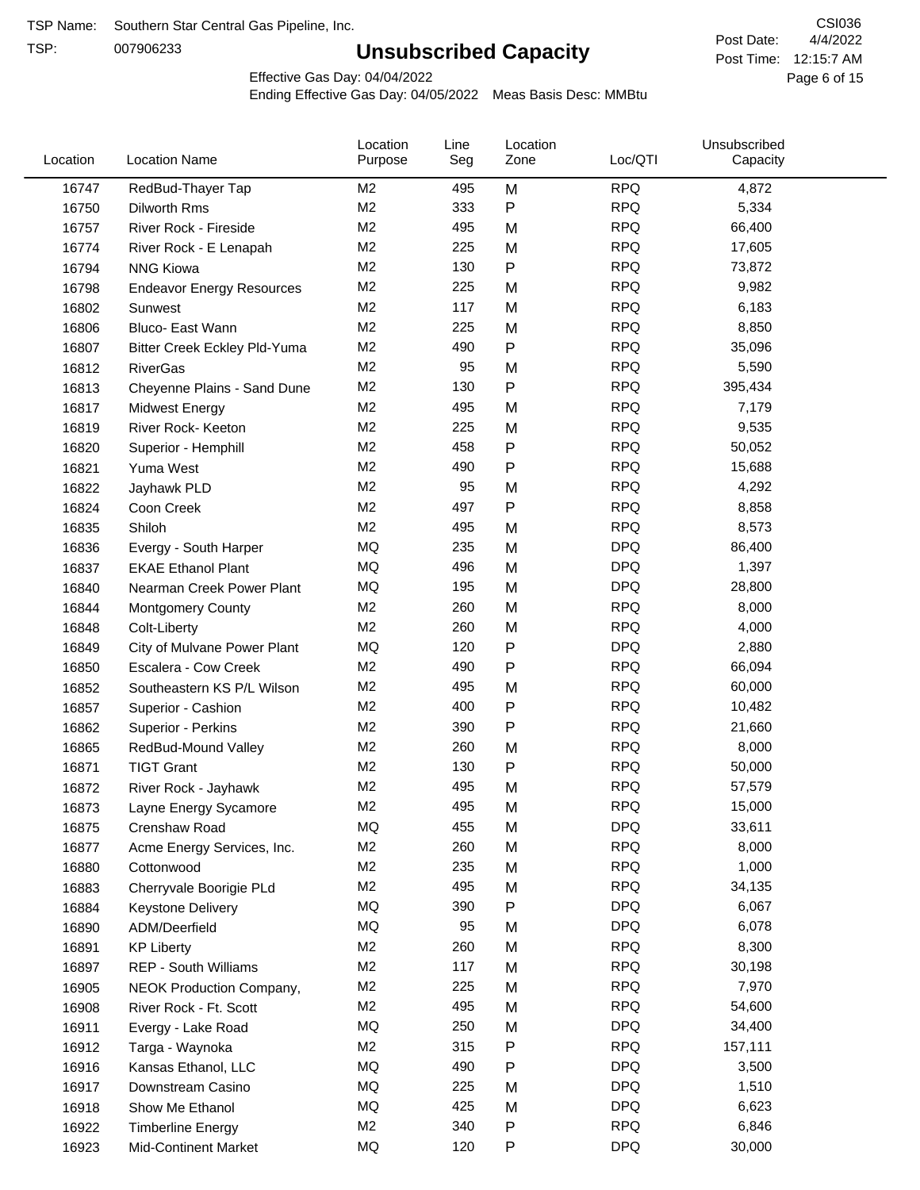TSP Name: Southern Star Central Gas Pipeline, Inc.

TSP: 007906233

# Unsubscribed Capacity

CSI036

Post Date: 4/4/2022

Post Time: 12:15:7 AM

Effective Gas Day: 04/04/2022

Ending Effective Gas Day: 04/05/2022 Meas Basis Desc: MMBtu

| Location | Location Name | Location Purpose | Line Seg | Location Zone | Loc/QTI | Unsubscribed Capacity |
|---|---|---|---|---|---|---|
| 16747 | RedBud-Thayer Tap | M2 | 495 | M | RPQ | 4,872 |
| 16750 | Dilworth Rms | M2 | 333 | P | RPQ | 5,334 |
| 16757 | River Rock - Fireside | M2 | 495 | M | RPQ | 66,400 |
| 16774 | River Rock - E Lenapah | M2 | 225 | M | RPQ | 17,605 |
| 16794 | NNG Kiowa | M2 | 130 | P | RPQ | 73,872 |
| 16798 | Endeavor Energy Resources | M2 | 225 | M | RPQ | 9,982 |
| 16802 | Sunwest | M2 | 117 | M | RPQ | 6,183 |
| 16806 | Bluco- East Wann | M2 | 225 | M | RPQ | 8,850 |
| 16807 | Bitter Creek Eckley Pld-Yuma | M2 | 490 | P | RPQ | 35,096 |
| 16812 | RiverGas | M2 | 95 | M | RPQ | 5,590 |
| 16813 | Cheyenne Plains - Sand Dune | M2 | 130 | P | RPQ | 395,434 |
| 16817 | Midwest Energy | M2 | 495 | M | RPQ | 7,179 |
| 16819 | River Rock- Keeton | M2 | 225 | M | RPQ | 9,535 |
| 16820 | Superior - Hemphill | M2 | 458 | P | RPQ | 50,052 |
| 16821 | Yuma West | M2 | 490 | P | RPQ | 15,688 |
| 16822 | Jayhawk PLD | M2 | 95 | M | RPQ | 4,292 |
| 16824 | Coon Creek | M2 | 497 | P | RPQ | 8,858 |
| 16835 | Shiloh | M2 | 495 | M | RPQ | 8,573 |
| 16836 | Evergy - South Harper | MQ | 235 | M | DPQ | 86,400 |
| 16837 | EKAE Ethanol Plant | MQ | 496 | M | DPQ | 1,397 |
| 16840 | Nearman Creek Power Plant | MQ | 195 | M | DPQ | 28,800 |
| 16844 | Montgomery County | M2 | 260 | M | RPQ | 8,000 |
| 16848 | Colt-Liberty | M2 | 260 | M | RPQ | 4,000 |
| 16849 | City of Mulvane Power Plant | MQ | 120 | P | DPQ | 2,880 |
| 16850 | Escalera - Cow Creek | M2 | 490 | P | RPQ | 66,094 |
| 16852 | Southeastern KS P/L Wilson | M2 | 495 | M | RPQ | 60,000 |
| 16857 | Superior - Cashion | M2 | 400 | P | RPQ | 10,482 |
| 16862 | Superior - Perkins | M2 | 390 | P | RPQ | 21,660 |
| 16865 | RedBud-Mound Valley | M2 | 260 | M | RPQ | 8,000 |
| 16871 | TIGT Grant | M2 | 130 | P | RPQ | 50,000 |
| 16872 | River Rock - Jayhawk | M2 | 495 | M | RPQ | 57,579 |
| 16873 | Layne Energy Sycamore | M2 | 495 | M | RPQ | 15,000 |
| 16875 | Crenshaw Road | MQ | 455 | M | DPQ | 33,611 |
| 16877 | Acme Energy Services, Inc. | M2 | 260 | M | RPQ | 8,000 |
| 16880 | Cottonwood | M2 | 235 | M | RPQ | 1,000 |
| 16883 | Cherryvale Boorigie PLd | M2 | 495 | M | RPQ | 34,135 |
| 16884 | Keystone Delivery | MQ | 390 | P | DPQ | 6,067 |
| 16890 | ADM/Deerfield | MQ | 95 | M | DPQ | 6,078 |
| 16891 | KP Liberty | M2 | 260 | M | RPQ | 8,300 |
| 16897 | REP - South Williams | M2 | 117 | M | RPQ | 30,198 |
| 16905 | NEOK Production Company, | M2 | 225 | M | RPQ | 7,970 |
| 16908 | River Rock - Ft. Scott | M2 | 495 | M | RPQ | 54,600 |
| 16911 | Evergy - Lake Road | MQ | 250 | M | DPQ | 34,400 |
| 16912 | Targa - Waynoka | M2 | 315 | P | RPQ | 157,111 |
| 16916 | Kansas Ethanol, LLC | MQ | 490 | P | DPQ | 3,500 |
| 16917 | Downstream Casino | MQ | 225 | M | DPQ | 1,510 |
| 16918 | Show Me Ethanol | MQ | 425 | M | DPQ | 6,623 |
| 16922 | Timberline Energy | M2 | 340 | P | RPQ | 6,846 |
| 16923 | Mid-Continent Market | MQ | 120 | P | DPQ | 30,000 |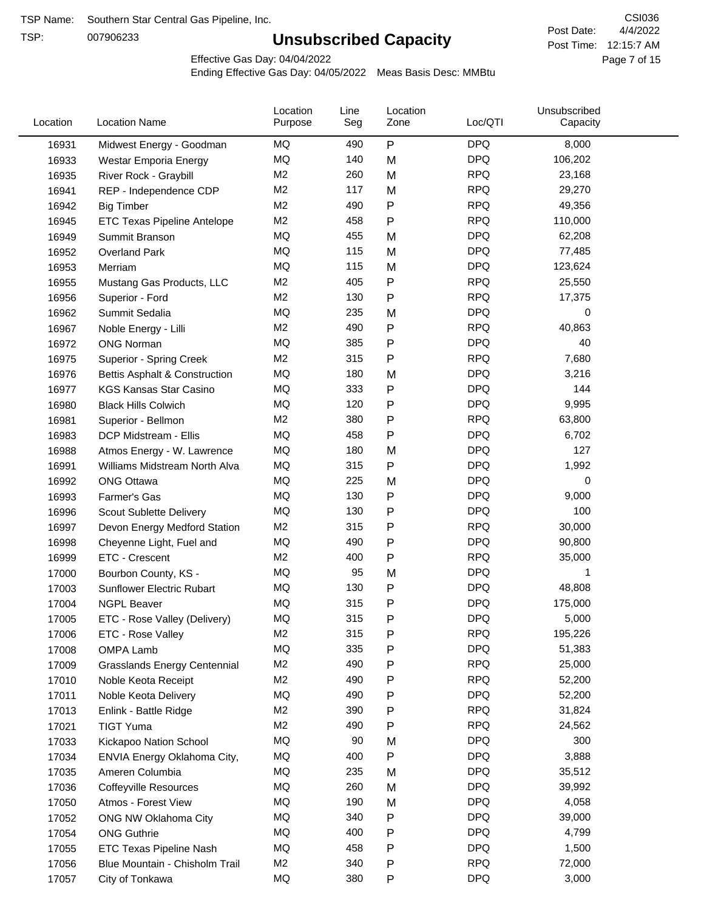TSP Name: Southern Star Central Gas Pipeline, Inc.

TSP: 007906233

# Unsubscribed Capacity

CSI036

Post Date: 4/4/2022

Post Time: 12:15:7 AM

Effective Gas Day: 04/04/2022

Ending Effective Gas Day: 04/05/2022 Meas Basis Desc: MMBtu

| Location | Location Name | Location Purpose | Line Seg | Location Zone | Loc/QTI | Unsubscribed Capacity |
|---|---|---|---|---|---|---|
| 16931 | Midwest Energy - Goodman | MQ | 490 | P | DPQ | 8,000 |
| 16933 | Westar Emporia Energy | MQ | 140 | M | DPQ | 106,202 |
| 16935 | River Rock - Graybill | M2 | 260 | M | RPQ | 23,168 |
| 16941 | REP - Independence CDP | M2 | 117 | M | RPQ | 29,270 |
| 16942 | Big Timber | M2 | 490 | P | RPQ | 49,356 |
| 16945 | ETC Texas Pipeline Antelope | M2 | 458 | P | RPQ | 110,000 |
| 16949 | Summit Branson | MQ | 455 | M | DPQ | 62,208 |
| 16952 | Overland Park | MQ | 115 | M | DPQ | 77,485 |
| 16953 | Merriam | MQ | 115 | M | DPQ | 123,624 |
| 16955 | Mustang Gas Products, LLC | M2 | 405 | P | RPQ | 25,550 |
| 16956 | Superior - Ford | M2 | 130 | P | RPQ | 17,375 |
| 16962 | Summit Sedalia | MQ | 235 | M | DPQ | 0 |
| 16967 | Noble Energy - Lilli | M2 | 490 | P | RPQ | 40,863 |
| 16972 | ONG Norman | MQ | 385 | P | DPQ | 40 |
| 16975 | Superior - Spring Creek | M2 | 315 | P | RPQ | 7,680 |
| 16976 | Bettis Asphalt & Construction | MQ | 180 | M | DPQ | 3,216 |
| 16977 | KGS Kansas Star Casino | MQ | 333 | P | DPQ | 144 |
| 16980 | Black Hills Colwich | MQ | 120 | P | DPQ | 9,995 |
| 16981 | Superior - Bellmon | M2 | 380 | P | RPQ | 63,800 |
| 16983 | DCP Midstream - Ellis | MQ | 458 | P | DPQ | 6,702 |
| 16988 | Atmos Energy - W. Lawrence | MQ | 180 | M | DPQ | 127 |
| 16991 | Williams Midstream North Alva | MQ | 315 | P | DPQ | 1,992 |
| 16992 | ONG Ottawa | MQ | 225 | M | DPQ | 0 |
| 16993 | Farmer's Gas | MQ | 130 | P | DPQ | 9,000 |
| 16996 | Scout Sublette Delivery | MQ | 130 | P | DPQ | 100 |
| 16997 | Devon Energy Medford Station | M2 | 315 | P | RPQ | 30,000 |
| 16998 | Cheyenne Light, Fuel and | MQ | 490 | P | DPQ | 90,800 |
| 16999 | ETC - Crescent | M2 | 400 | P | RPQ | 35,000 |
| 17000 | Bourbon County, KS - | MQ | 95 | M | DPQ | 1 |
| 17003 | Sunflower Electric Rubart | MQ | 130 | P | DPQ | 48,808 |
| 17004 | NGPL Beaver | MQ | 315 | P | DPQ | 175,000 |
| 17005 | ETC - Rose Valley (Delivery) | MQ | 315 | P | DPQ | 5,000 |
| 17006 | ETC - Rose Valley | M2 | 315 | P | RPQ | 195,226 |
| 17008 | OMPA Lamb | MQ | 335 | P | DPQ | 51,383 |
| 17009 | Grasslands Energy Centennial | M2 | 490 | P | RPQ | 25,000 |
| 17010 | Noble Keota Receipt | M2 | 490 | P | RPQ | 52,200 |
| 17011 | Noble Keota Delivery | MQ | 490 | P | DPQ | 52,200 |
| 17013 | Enlink - Battle Ridge | M2 | 390 | P | RPQ | 31,824 |
| 17021 | TIGT Yuma | M2 | 490 | P | RPQ | 24,562 |
| 17033 | Kickapoo Nation School | MQ | 90 | M | DPQ | 300 |
| 17034 | ENVIA Energy Oklahoma City, | MQ | 400 | P | DPQ | 3,888 |
| 17035 | Ameren Columbia | MQ | 235 | M | DPQ | 35,512 |
| 17036 | Coffeyville Resources | MQ | 260 | M | DPQ | 39,992 |
| 17050 | Atmos - Forest View | MQ | 190 | M | DPQ | 4,058 |
| 17052 | ONG NW Oklahoma City | MQ | 340 | P | DPQ | 39,000 |
| 17054 | ONG Guthrie | MQ | 400 | P | DPQ | 4,799 |
| 17055 | ETC Texas Pipeline Nash | MQ | 458 | P | DPQ | 1,500 |
| 17056 | Blue Mountain - Chisholm Trail | M2 | 340 | P | RPQ | 72,000 |
| 17057 | City of Tonkawa | MQ | 380 | P | DPQ | 3,000 |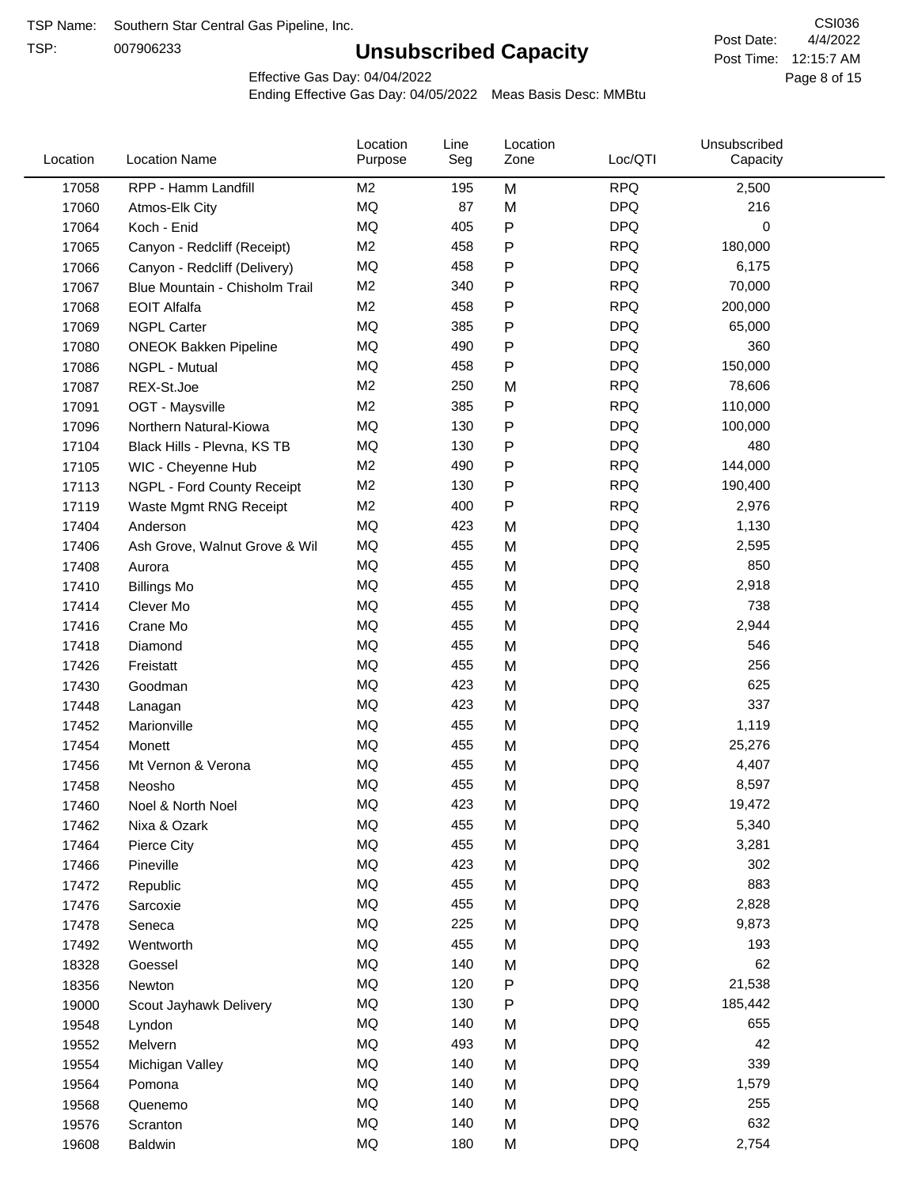TSP Name: Southern Star Central Gas Pipeline, Inc.

TSP: 007906233

# Unsubscribed Capacity

CSI036

Post Date: 4/4/2022

Post Time: 12:15:7 AM

Effective Gas Day: 04/04/2022

Ending Effective Gas Day: 04/05/2022 Meas Basis Desc: MMBtu

| Location | Location Name | Location Purpose | Line Seg | Location Zone | Loc/QTI | Unsubscribed Capacity |
|---|---|---|---|---|---|---|
| 17058 | RPP - Hamm Landfill | M2 | 195 | M | RPQ | 2,500 |
| 17060 | Atmos-Elk City | MQ | 87 | M | DPQ | 216 |
| 17064 | Koch - Enid | MQ | 405 | P | DPQ | 0 |
| 17065 | Canyon - Redcliff (Receipt) | M2 | 458 | P | RPQ | 180,000 |
| 17066 | Canyon - Redcliff (Delivery) | MQ | 458 | P | DPQ | 6,175 |
| 17067 | Blue Mountain - Chisholm Trail | M2 | 340 | P | RPQ | 70,000 |
| 17068 | EOIT Alfalfa | M2 | 458 | P | RPQ | 200,000 |
| 17069 | NGPL Carter | MQ | 385 | P | DPQ | 65,000 |
| 17080 | ONEOK Bakken Pipeline | MQ | 490 | P | DPQ | 360 |
| 17086 | NGPL - Mutual | MQ | 458 | P | DPQ | 150,000 |
| 17087 | REX-St.Joe | M2 | 250 | M | RPQ | 78,606 |
| 17091 | OGT - Maysville | M2 | 385 | P | RPQ | 110,000 |
| 17096 | Northern Natural-Kiowa | MQ | 130 | P | DPQ | 100,000 |
| 17104 | Black Hills - Plevna, KS TB | MQ | 130 | P | DPQ | 480 |
| 17105 | WIC - Cheyenne Hub | M2 | 490 | P | RPQ | 144,000 |
| 17113 | NGPL - Ford County Receipt | M2 | 130 | P | RPQ | 190,400 |
| 17119 | Waste Mgmt RNG Receipt | M2 | 400 | P | RPQ | 2,976 |
| 17404 | Anderson | MQ | 423 | M | DPQ | 1,130 |
| 17406 | Ash Grove, Walnut Grove & Wil | MQ | 455 | M | DPQ | 2,595 |
| 17408 | Aurora | MQ | 455 | M | DPQ | 850 |
| 17410 | Billings Mo | MQ | 455 | M | DPQ | 2,918 |
| 17414 | Clever Mo | MQ | 455 | M | DPQ | 738 |
| 17416 | Crane Mo | MQ | 455 | M | DPQ | 2,944 |
| 17418 | Diamond | MQ | 455 | M | DPQ | 546 |
| 17426 | Freistatt | MQ | 455 | M | DPQ | 256 |
| 17430 | Goodman | MQ | 423 | M | DPQ | 625 |
| 17448 | Lanagan | MQ | 423 | M | DPQ | 337 |
| 17452 | Marionville | MQ | 455 | M | DPQ | 1,119 |
| 17454 | Monett | MQ | 455 | M | DPQ | 25,276 |
| 17456 | Mt Vernon & Verona | MQ | 455 | M | DPQ | 4,407 |
| 17458 | Neosho | MQ | 455 | M | DPQ | 8,597 |
| 17460 | Noel & North Noel | MQ | 423 | M | DPQ | 19,472 |
| 17462 | Nixa & Ozark | MQ | 455 | M | DPQ | 5,340 |
| 17464 | Pierce City | MQ | 455 | M | DPQ | 3,281 |
| 17466 | Pineville | MQ | 423 | M | DPQ | 302 |
| 17472 | Republic | MQ | 455 | M | DPQ | 883 |
| 17476 | Sarcoxie | MQ | 455 | M | DPQ | 2,828 |
| 17478 | Seneca | MQ | 225 | M | DPQ | 9,873 |
| 17492 | Wentworth | MQ | 455 | M | DPQ | 193 |
| 18328 | Goessel | MQ | 140 | M | DPQ | 62 |
| 18356 | Newton | MQ | 120 | P | DPQ | 21,538 |
| 19000 | Scout Jayhawk Delivery | MQ | 130 | P | DPQ | 185,442 |
| 19548 | Lyndon | MQ | 140 | M | DPQ | 655 |
| 19552 | Melvern | MQ | 493 | M | DPQ | 42 |
| 19554 | Michigan Valley | MQ | 140 | M | DPQ | 339 |
| 19564 | Pomona | MQ | 140 | M | DPQ | 1,579 |
| 19568 | Quenemo | MQ | 140 | M | DPQ | 255 |
| 19576 | Scranton | MQ | 140 | M | DPQ | 632 |
| 19608 | Baldwin | MQ | 180 | M | DPQ | 2,754 |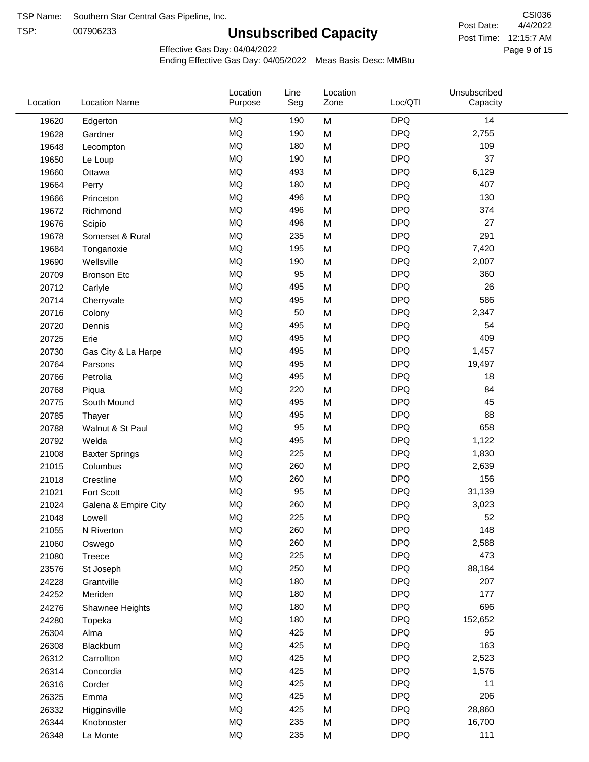TSP Name: Southern Star Central Gas Pipeline, Inc.

TSP: 007906233

# Unsubscribed Capacity

CSI036

Post Date: 4/4/2022

Post Time: 12:15:7 AM

Effective Gas Day: 04/04/2022

Ending Effective Gas Day: 04/05/2022 Meas Basis Desc: MMBtu

| Location | Location Name | Location Purpose | Line Seg | Location Zone | Loc/QTI | Unsubscribed Capacity |
|---|---|---|---|---|---|---|
| 19620 | Edgerton | MQ | 190 | M | DPQ | 14 |
| 19628 | Gardner | MQ | 190 | M | DPQ | 2,755 |
| 19648 | Lecompton | MQ | 180 | M | DPQ | 109 |
| 19650 | Le Loup | MQ | 190 | M | DPQ | 37 |
| 19660 | Ottawa | MQ | 493 | M | DPQ | 6,129 |
| 19664 | Perry | MQ | 180 | M | DPQ | 407 |
| 19666 | Princeton | MQ | 496 | M | DPQ | 130 |
| 19672 | Richmond | MQ | 496 | M | DPQ | 374 |
| 19676 | Scipio | MQ | 496 | M | DPQ | 27 |
| 19678 | Somerset & Rural | MQ | 235 | M | DPQ | 291 |
| 19684 | Tonganoxie | MQ | 195 | M | DPQ | 7,420 |
| 19690 | Wellsville | MQ | 190 | M | DPQ | 2,007 |
| 20709 | Bronson Etc | MQ | 95 | M | DPQ | 360 |
| 20712 | Carlyle | MQ | 495 | M | DPQ | 26 |
| 20714 | Cherryvale | MQ | 495 | M | DPQ | 586 |
| 20716 | Colony | MQ | 50 | M | DPQ | 2,347 |
| 20720 | Dennis | MQ | 495 | M | DPQ | 54 |
| 20725 | Erie | MQ | 495 | M | DPQ | 409 |
| 20730 | Gas City & La Harpe | MQ | 495 | M | DPQ | 1,457 |
| 20764 | Parsons | MQ | 495 | M | DPQ | 19,497 |
| 20766 | Petrolia | MQ | 495 | M | DPQ | 18 |
| 20768 | Piqua | MQ | 220 | M | DPQ | 84 |
| 20775 | South Mound | MQ | 495 | M | DPQ | 45 |
| 20785 | Thayer | MQ | 495 | M | DPQ | 88 |
| 20788 | Walnut & St Paul | MQ | 95 | M | DPQ | 658 |
| 20792 | Welda | MQ | 495 | M | DPQ | 1,122 |
| 21008 | Baxter Springs | MQ | 225 | M | DPQ | 1,830 |
| 21015 | Columbus | MQ | 260 | M | DPQ | 2,639 |
| 21018 | Crestline | MQ | 260 | M | DPQ | 156 |
| 21021 | Fort Scott | MQ | 95 | M | DPQ | 31,139 |
| 21024 | Galena & Empire City | MQ | 260 | M | DPQ | 3,023 |
| 21048 | Lowell | MQ | 225 | M | DPQ | 52 |
| 21055 | N Riverton | MQ | 260 | M | DPQ | 148 |
| 21060 | Oswego | MQ | 260 | M | DPQ | 2,588 |
| 21080 | Treece | MQ | 225 | M | DPQ | 473 |
| 23576 | St Joseph | MQ | 250 | M | DPQ | 88,184 |
| 24228 | Grantville | MQ | 180 | M | DPQ | 207 |
| 24252 | Meriden | MQ | 180 | M | DPQ | 177 |
| 24276 | Shawnee Heights | MQ | 180 | M | DPQ | 696 |
| 24280 | Topeka | MQ | 180 | M | DPQ | 152,652 |
| 26304 | Alma | MQ | 425 | M | DPQ | 95 |
| 26308 | Blackburn | MQ | 425 | M | DPQ | 163 |
| 26312 | Carrollton | MQ | 425 | M | DPQ | 2,523 |
| 26314 | Concordia | MQ | 425 | M | DPQ | 1,576 |
| 26316 | Corder | MQ | 425 | M | DPQ | 11 |
| 26325 | Emma | MQ | 425 | M | DPQ | 206 |
| 26332 | Higginsville | MQ | 425 | M | DPQ | 28,860 |
| 26344 | Knobnoster | MQ | 235 | M | DPQ | 16,700 |
| 26348 | La Monte | MQ | 235 | M | DPQ | 111 |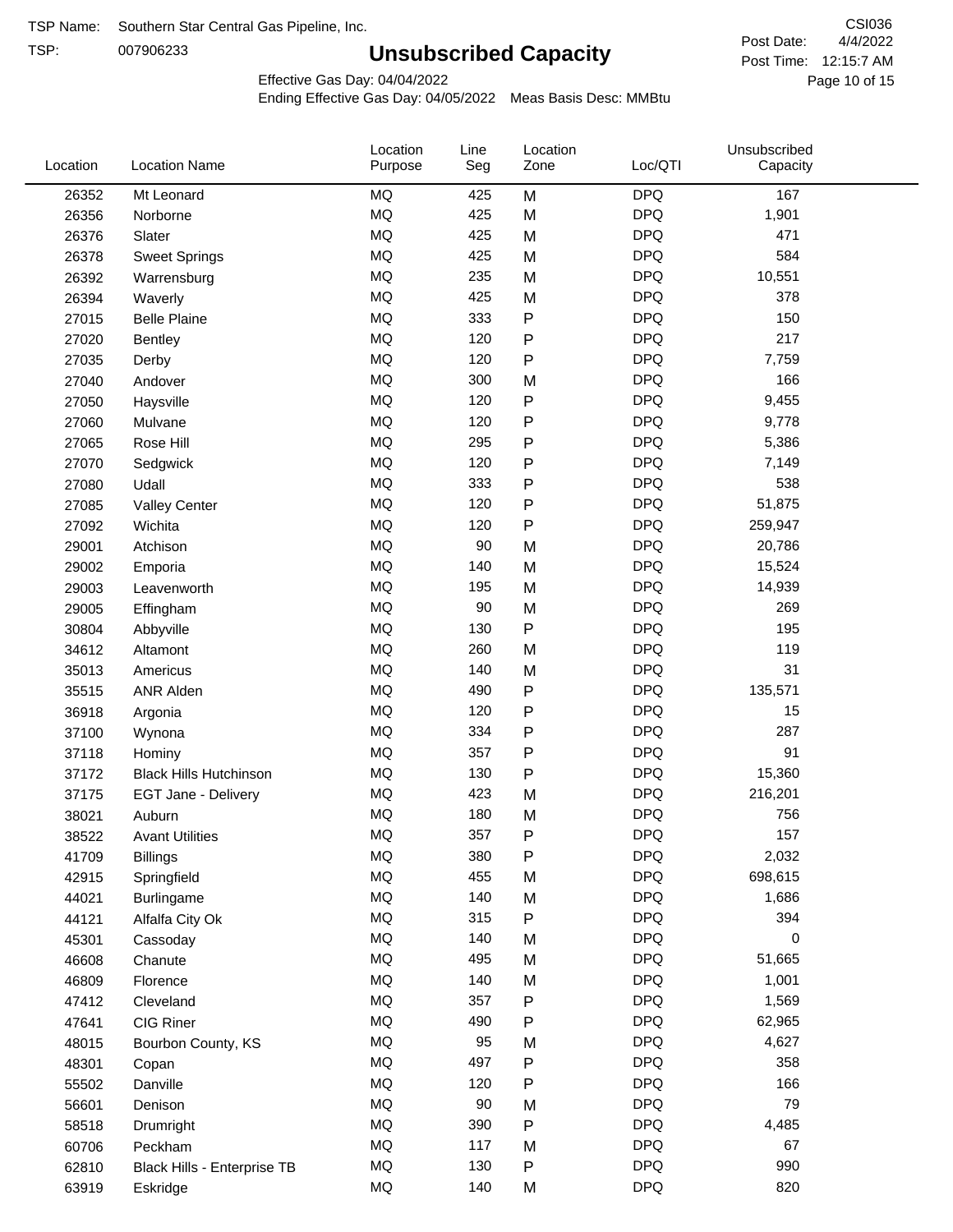TSP Name: Southern Star Central Gas Pipeline, Inc.

TSP: 007906233

# Unsubscribed Capacity

CSI036

Post Date: 4/4/2022

Post Time: 12:15:7 AM

Effective Gas Day: 04/04/2022

Ending Effective Gas Day: 04/05/2022 Meas Basis Desc: MMBtu

| Location | Location Name | Location Purpose | Line Seg | Location Zone | Loc/QTI | Unsubscribed Capacity |
|---|---|---|---|---|---|---|
| 26352 | Mt Leonard | MQ | 425 | M | DPQ | 167 |
| 26356 | Norborne | MQ | 425 | M | DPQ | 1,901 |
| 26376 | Slater | MQ | 425 | M | DPQ | 471 |
| 26378 | Sweet Springs | MQ | 425 | M | DPQ | 584 |
| 26392 | Warrensburg | MQ | 235 | M | DPQ | 10,551 |
| 26394 | Waverly | MQ | 425 | M | DPQ | 378 |
| 27015 | Belle Plaine | MQ | 333 | P | DPQ | 150 |
| 27020 | Bentley | MQ | 120 | P | DPQ | 217 |
| 27035 | Derby | MQ | 120 | P | DPQ | 7,759 |
| 27040 | Andover | MQ | 300 | M | DPQ | 166 |
| 27050 | Haysville | MQ | 120 | P | DPQ | 9,455 |
| 27060 | Mulvane | MQ | 120 | P | DPQ | 9,778 |
| 27065 | Rose Hill | MQ | 295 | P | DPQ | 5,386 |
| 27070 | Sedgwick | MQ | 120 | P | DPQ | 7,149 |
| 27080 | Udall | MQ | 333 | P | DPQ | 538 |
| 27085 | Valley Center | MQ | 120 | P | DPQ | 51,875 |
| 27092 | Wichita | MQ | 120 | P | DPQ | 259,947 |
| 29001 | Atchison | MQ | 90 | M | DPQ | 20,786 |
| 29002 | Emporia | MQ | 140 | M | DPQ | 15,524 |
| 29003 | Leavenworth | MQ | 195 | M | DPQ | 14,939 |
| 29005 | Effingham | MQ | 90 | M | DPQ | 269 |
| 30804 | Abbyville | MQ | 130 | P | DPQ | 195 |
| 34612 | Altamont | MQ | 260 | M | DPQ | 119 |
| 35013 | Americus | MQ | 140 | M | DPQ | 31 |
| 35515 | ANR Alden | MQ | 490 | P | DPQ | 135,571 |
| 36918 | Argonia | MQ | 120 | P | DPQ | 15 |
| 37100 | Wynona | MQ | 334 | P | DPQ | 287 |
| 37118 | Hominy | MQ | 357 | P | DPQ | 91 |
| 37172 | Black Hills Hutchinson | MQ | 130 | P | DPQ | 15,360 |
| 37175 | EGT Jane - Delivery | MQ | 423 | M | DPQ | 216,201 |
| 38021 | Auburn | MQ | 180 | M | DPQ | 756 |
| 38522 | Avant Utilities | MQ | 357 | P | DPQ | 157 |
| 41709 | Billings | MQ | 380 | P | DPQ | 2,032 |
| 42915 | Springfield | MQ | 455 | M | DPQ | 698,615 |
| 44021 | Burlingame | MQ | 140 | M | DPQ | 1,686 |
| 44121 | Alfalfa City Ok | MQ | 315 | P | DPQ | 394 |
| 45301 | Cassoday | MQ | 140 | M | DPQ | 0 |
| 46608 | Chanute | MQ | 495 | M | DPQ | 51,665 |
| 46809 | Florence | MQ | 140 | M | DPQ | 1,001 |
| 47412 | Cleveland | MQ | 357 | P | DPQ | 1,569 |
| 47641 | CIG Riner | MQ | 490 | P | DPQ | 62,965 |
| 48015 | Bourbon County, KS | MQ | 95 | M | DPQ | 4,627 |
| 48301 | Copan | MQ | 497 | P | DPQ | 358 |
| 55502 | Danville | MQ | 120 | P | DPQ | 166 |
| 56601 | Denison | MQ | 90 | M | DPQ | 79 |
| 58518 | Drumright | MQ | 390 | P | DPQ | 4,485 |
| 60706 | Peckham | MQ | 117 | M | DPQ | 67 |
| 62810 | Black Hills - Enterprise TB | MQ | 130 | P | DPQ | 990 |
| 63919 | Eskridge | MQ | 140 | M | DPQ | 820 |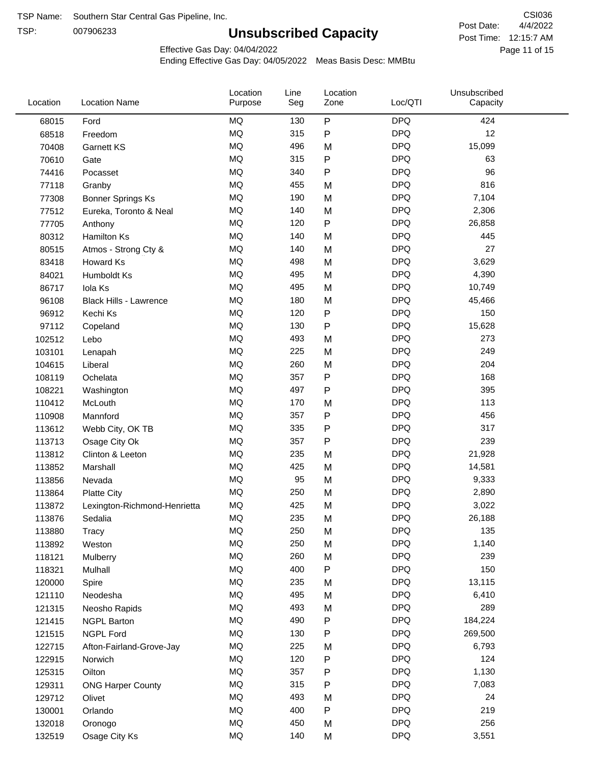TSP Name: Southern Star Central Gas Pipeline, Inc.

TSP: 007906233

# Unsubscribed Capacity

CSI036

Post Date: 4/4/2022

Post Time: 12:15:7 AM

Effective Gas Day: 04/04/2022

Ending Effective Gas Day: 04/05/2022 Meas Basis Desc: MMBtu

| Location | Location Name | Location Purpose | Line Seg | Location Zone | Loc/QTI | Unsubscribed Capacity |
|---|---|---|---|---|---|---|
| 68015 | Ford | MQ | 130 | P | DPQ | 424 |
| 68518 | Freedom | MQ | 315 | P | DPQ | 12 |
| 70408 | Garnett KS | MQ | 496 | M | DPQ | 15,099 |
| 70610 | Gate | MQ | 315 | P | DPQ | 63 |
| 74416 | Pocasset | MQ | 340 | P | DPQ | 96 |
| 77118 | Granby | MQ | 455 | M | DPQ | 816 |
| 77308 | Bonner Springs Ks | MQ | 190 | M | DPQ | 7,104 |
| 77512 | Eureka, Toronto & Neal | MQ | 140 | M | DPQ | 2,306 |
| 77705 | Anthony | MQ | 120 | P | DPQ | 26,858 |
| 80312 | Hamilton Ks | MQ | 140 | M | DPQ | 445 |
| 80515 | Atmos - Strong Cty & | MQ | 140 | M | DPQ | 27 |
| 83418 | Howard Ks | MQ | 498 | M | DPQ | 3,629 |
| 84021 | Humboldt Ks | MQ | 495 | M | DPQ | 4,390 |
| 86717 | Iola Ks | MQ | 495 | M | DPQ | 10,749 |
| 96108 | Black Hills - Lawrence | MQ | 180 | M | DPQ | 45,466 |
| 96912 | Kechi Ks | MQ | 120 | P | DPQ | 150 |
| 97112 | Copeland | MQ | 130 | P | DPQ | 15,628 |
| 102512 | Lebo | MQ | 493 | M | DPQ | 273 |
| 103101 | Lenapah | MQ | 225 | M | DPQ | 249 |
| 104615 | Liberal | MQ | 260 | M | DPQ | 204 |
| 108119 | Ochelata | MQ | 357 | P | DPQ | 168 |
| 108221 | Washington | MQ | 497 | P | DPQ | 395 |
| 110412 | McLouth | MQ | 170 | M | DPQ | 113 |
| 110908 | Mannford | MQ | 357 | P | DPQ | 456 |
| 113612 | Webb City, OK TB | MQ | 335 | P | DPQ | 317 |
| 113713 | Osage City Ok | MQ | 357 | P | DPQ | 239 |
| 113812 | Clinton & Leeton | MQ | 235 | M | DPQ | 21,928 |
| 113852 | Marshall | MQ | 425 | M | DPQ | 14,581 |
| 113856 | Nevada | MQ | 95 | M | DPQ | 9,333 |
| 113864 | Platte City | MQ | 250 | M | DPQ | 2,890 |
| 113872 | Lexington-Richmond-Henrietta | MQ | 425 | M | DPQ | 3,022 |
| 113876 | Sedalia | MQ | 235 | M | DPQ | 26,188 |
| 113880 | Tracy | MQ | 250 | M | DPQ | 135 |
| 113892 | Weston | MQ | 250 | M | DPQ | 1,140 |
| 118121 | Mulberry | MQ | 260 | M | DPQ | 239 |
| 118321 | Mulhall | MQ | 400 | P | DPQ | 150 |
| 120000 | Spire | MQ | 235 | M | DPQ | 13,115 |
| 121110 | Neodesha | MQ | 495 | M | DPQ | 6,410 |
| 121315 | Neosho Rapids | MQ | 493 | M | DPQ | 289 |
| 121415 | NGPL Barton | MQ | 490 | P | DPQ | 184,224 |
| 121515 | NGPL Ford | MQ | 130 | P | DPQ | 269,500 |
| 122715 | Afton-Fairland-Grove-Jay | MQ | 225 | M | DPQ | 6,793 |
| 122915 | Norwich | MQ | 120 | P | DPQ | 124 |
| 125315 | Oilton | MQ | 357 | P | DPQ | 1,130 |
| 129311 | ONG Harper County | MQ | 315 | P | DPQ | 7,083 |
| 129712 | Olivet | MQ | 493 | M | DPQ | 24 |
| 130001 | Orlando | MQ | 400 | P | DPQ | 219 |
| 132018 | Oronogo | MQ | 450 | M | DPQ | 256 |
| 132519 | Osage City Ks | MQ | 140 | M | DPQ | 3,551 |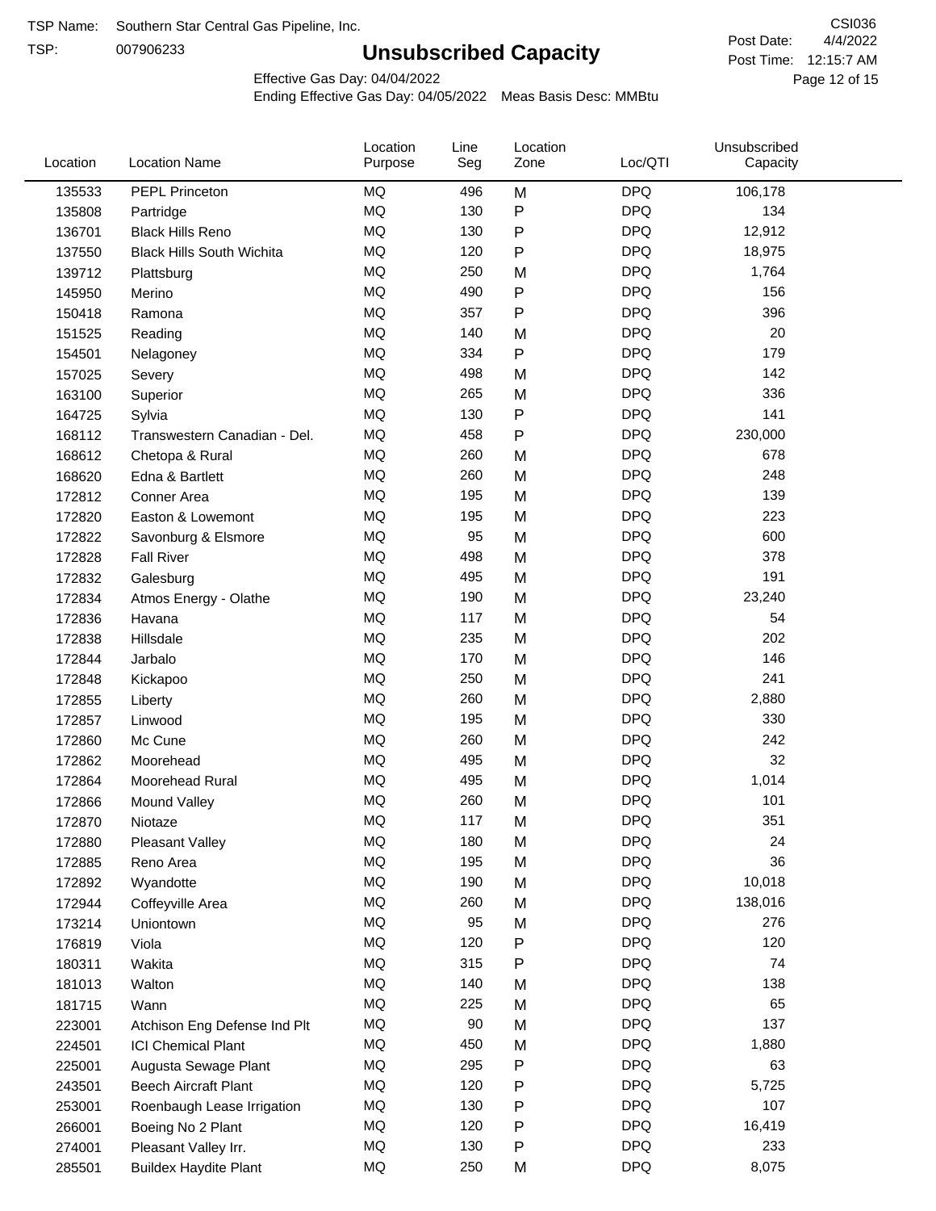TSP Name: Southern Star Central Gas Pipeline, Inc.

TSP: 007906233

# Unsubscribed Capacity

CSI036

Post Date: 4/4/2022

Post Time: 12:15:7 AM

Effective Gas Day: 04/04/2022

Ending Effective Gas Day: 04/05/2022 Meas Basis Desc: MMBtu

| Location | Location Name | Location Purpose | Line Seg | Location Zone | Loc/QTI | Unsubscribed Capacity |
|---|---|---|---|---|---|---|
| 135533 | PEPL Princeton | MQ | 496 | M | DPQ | 106,178 |
| 135808 | Partridge | MQ | 130 | P | DPQ | 134 |
| 136701 | Black Hills Reno | MQ | 130 | P | DPQ | 12,912 |
| 137550 | Black Hills South Wichita | MQ | 120 | P | DPQ | 18,975 |
| 139712 | Plattsburg | MQ | 250 | M | DPQ | 1,764 |
| 145950 | Merino | MQ | 490 | P | DPQ | 156 |
| 150418 | Ramona | MQ | 357 | P | DPQ | 396 |
| 151525 | Reading | MQ | 140 | M | DPQ | 20 |
| 154501 | Nelagoney | MQ | 334 | P | DPQ | 179 |
| 157025 | Severy | MQ | 498 | M | DPQ | 142 |
| 163100 | Superior | MQ | 265 | M | DPQ | 336 |
| 164725 | Sylvia | MQ | 130 | P | DPQ | 141 |
| 168112 | Transwestern Canadian - Del. | MQ | 458 | P | DPQ | 230,000 |
| 168612 | Chetopa & Rural | MQ | 260 | M | DPQ | 678 |
| 168620 | Edna & Bartlett | MQ | 260 | M | DPQ | 248 |
| 172812 | Conner Area | MQ | 195 | M | DPQ | 139 |
| 172820 | Easton & Lowemont | MQ | 195 | M | DPQ | 223 |
| 172822 | Savonburg & Elsmore | MQ | 95 | M | DPQ | 600 |
| 172828 | Fall River | MQ | 498 | M | DPQ | 378 |
| 172832 | Galesburg | MQ | 495 | M | DPQ | 191 |
| 172834 | Atmos Energy - Olathe | MQ | 190 | M | DPQ | 23,240 |
| 172836 | Havana | MQ | 117 | M | DPQ | 54 |
| 172838 | Hillsdale | MQ | 235 | M | DPQ | 202 |
| 172844 | Jarbalo | MQ | 170 | M | DPQ | 146 |
| 172848 | Kickapoo | MQ | 250 | M | DPQ | 241 |
| 172855 | Liberty | MQ | 260 | M | DPQ | 2,880 |
| 172857 | Linwood | MQ | 195 | M | DPQ | 330 |
| 172860 | Mc Cune | MQ | 260 | M | DPQ | 242 |
| 172862 | Moorehead | MQ | 495 | M | DPQ | 32 |
| 172864 | Moorehead Rural | MQ | 495 | M | DPQ | 1,014 |
| 172866 | Mound Valley | MQ | 260 | M | DPQ | 101 |
| 172870 | Niotaze | MQ | 117 | M | DPQ | 351 |
| 172880 | Pleasant Valley | MQ | 180 | M | DPQ | 24 |
| 172885 | Reno Area | MQ | 195 | M | DPQ | 36 |
| 172892 | Wyandotte | MQ | 190 | M | DPQ | 10,018 |
| 172944 | Coffeyville Area | MQ | 260 | M | DPQ | 138,016 |
| 173214 | Uniontown | MQ | 95 | M | DPQ | 276 |
| 176819 | Viola | MQ | 120 | P | DPQ | 120 |
| 180311 | Wakita | MQ | 315 | P | DPQ | 74 |
| 181013 | Walton | MQ | 140 | M | DPQ | 138 |
| 181715 | Wann | MQ | 225 | M | DPQ | 65 |
| 223001 | Atchison Eng Defense Ind Plt | MQ | 90 | M | DPQ | 137 |
| 224501 | ICI Chemical Plant | MQ | 450 | M | DPQ | 1,880 |
| 225001 | Augusta Sewage Plant | MQ | 295 | P | DPQ | 63 |
| 243501 | Beech Aircraft Plant | MQ | 120 | P | DPQ | 5,725 |
| 253001 | Roenbaugh Lease Irrigation | MQ | 130 | P | DPQ | 107 |
| 266001 | Boeing No 2 Plant | MQ | 120 | P | DPQ | 16,419 |
| 274001 | Pleasant Valley Irr. | MQ | 130 | P | DPQ | 233 |
| 285501 | Buildex Haydite Plant | MQ | 250 | M | DPQ | 8,075 |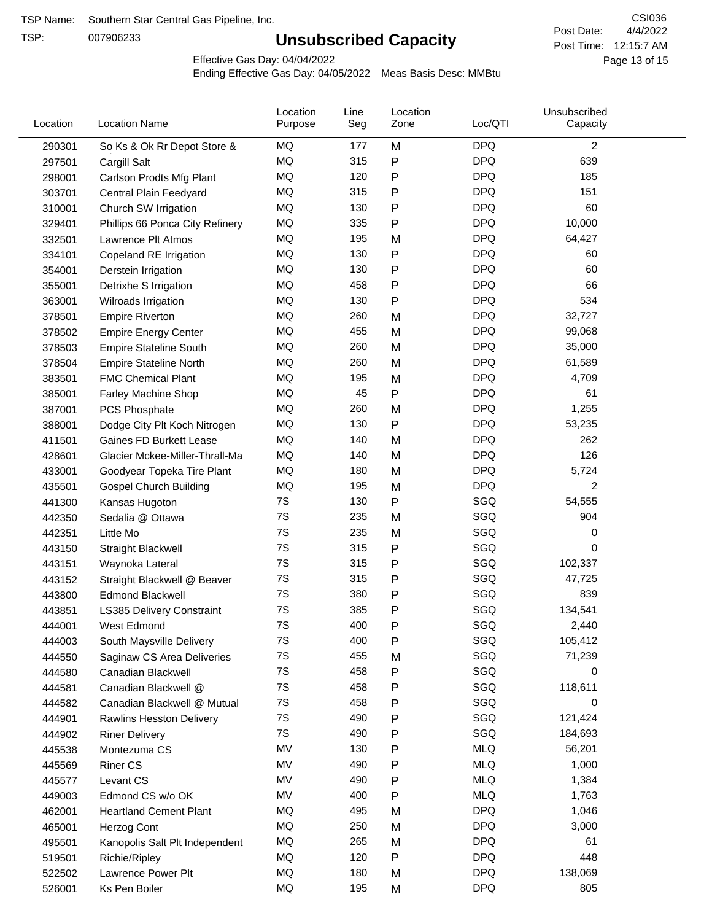TSP Name: Southern Star Central Gas Pipeline, Inc.

TSP: 007906233

# Unsubscribed Capacity

CSI036

Post Date: 4/4/2022

Post Time: 12:15:7 AM

Effective Gas Day: 04/04/2022

Ending Effective Gas Day: 04/05/2022 Meas Basis Desc: MMBtu

| Location | Location Name | Location Purpose | Line Seg | Location Zone | Loc/QTI | Unsubscribed Capacity |
|---|---|---|---|---|---|---|
| 290301 | So Ks & Ok Rr Depot Store & | MQ | 177 | M | DPQ | 2 |
| 297501 | Cargill Salt | MQ | 315 | P | DPQ | 639 |
| 298001 | Carlson Prodts Mfg Plant | MQ | 120 | P | DPQ | 185 |
| 303701 | Central Plain Feedyard | MQ | 315 | P | DPQ | 151 |
| 310001 | Church SW Irrigation | MQ | 130 | P | DPQ | 60 |
| 329401 | Phillips 66 Ponca City Refinery | MQ | 335 | P | DPQ | 10,000 |
| 332501 | Lawrence Plt Atmos | MQ | 195 | M | DPQ | 64,427 |
| 334101 | Copeland RE Irrigation | MQ | 130 | P | DPQ | 60 |
| 354001 | Derstein Irrigation | MQ | 130 | P | DPQ | 60 |
| 355001 | Detrixhe S Irrigation | MQ | 458 | P | DPQ | 66 |
| 363001 | Wilroads Irrigation | MQ | 130 | P | DPQ | 534 |
| 378501 | Empire Riverton | MQ | 260 | M | DPQ | 32,727 |
| 378502 | Empire Energy Center | MQ | 455 | M | DPQ | 99,068 |
| 378503 | Empire Stateline South | MQ | 260 | M | DPQ | 35,000 |
| 378504 | Empire Stateline North | MQ | 260 | M | DPQ | 61,589 |
| 383501 | FMC Chemical Plant | MQ | 195 | M | DPQ | 4,709 |
| 385001 | Farley Machine Shop | MQ | 45 | P | DPQ | 61 |
| 387001 | PCS Phosphate | MQ | 260 | M | DPQ | 1,255 |
| 388001 | Dodge City Plt Koch Nitrogen | MQ | 130 | P | DPQ | 53,235 |
| 411501 | Gaines FD Burkett Lease | MQ | 140 | M | DPQ | 262 |
| 428601 | Glacier Mckee-Miller-Thrall-Ma | MQ | 140 | M | DPQ | 126 |
| 433001 | Goodyear Topeka Tire Plant | MQ | 180 | M | DPQ | 5,724 |
| 435501 | Gospel Church Building | MQ | 195 | M | DPQ | 2 |
| 441300 | Kansas Hugoton | 7S | 130 | P | SGQ | 54,555 |
| 442350 | Sedalia @ Ottawa | 7S | 235 | M | SGQ | 904 |
| 442351 | Little Mo | 7S | 235 | M | SGQ | 0 |
| 443150 | Straight Blackwell | 7S | 315 | P | SGQ | 0 |
| 443151 | Waynoka Lateral | 7S | 315 | P | SGQ | 102,337 |
| 443152 | Straight Blackwell @ Beaver | 7S | 315 | P | SGQ | 47,725 |
| 443800 | Edmond Blackwell | 7S | 380 | P | SGQ | 839 |
| 443851 | LS385 Delivery Constraint | 7S | 385 | P | SGQ | 134,541 |
| 444001 | West Edmond | 7S | 400 | P | SGQ | 2,440 |
| 444003 | South Maysville Delivery | 7S | 400 | P | SGQ | 105,412 |
| 444550 | Saginaw CS Area Deliveries | 7S | 455 | M | SGQ | 71,239 |
| 444580 | Canadian Blackwell | 7S | 458 | P | SGQ | 0 |
| 444581 | Canadian Blackwell @ | 7S | 458 | P | SGQ | 118,611 |
| 444582 | Canadian Blackwell @ Mutual | 7S | 458 | P | SGQ | 0 |
| 444901 | Rawlins Hesston Delivery | 7S | 490 | P | SGQ | 121,424 |
| 444902 | Riner Delivery | 7S | 490 | P | SGQ | 184,693 |
| 445538 | Montezuma CS | MV | 130 | P | MLQ | 56,201 |
| 445569 | Riner CS | MV | 490 | P | MLQ | 1,000 |
| 445577 | Levant CS | MV | 490 | P | MLQ | 1,384 |
| 449003 | Edmond CS w/o OK | MV | 400 | P | MLQ | 1,763 |
| 462001 | Heartland Cement Plant | MQ | 495 | M | DPQ | 1,046 |
| 465001 | Herzog Cont | MQ | 250 | M | DPQ | 3,000 |
| 495501 | Kanopolis Salt Plt Independent | MQ | 265 | M | DPQ | 61 |
| 519501 | Richie/Ripley | MQ | 120 | P | DPQ | 448 |
| 522502 | Lawrence Power Plt | MQ | 180 | M | DPQ | 138,069 |
| 526001 | Ks Pen Boiler | MQ | 195 | M | DPQ | 805 |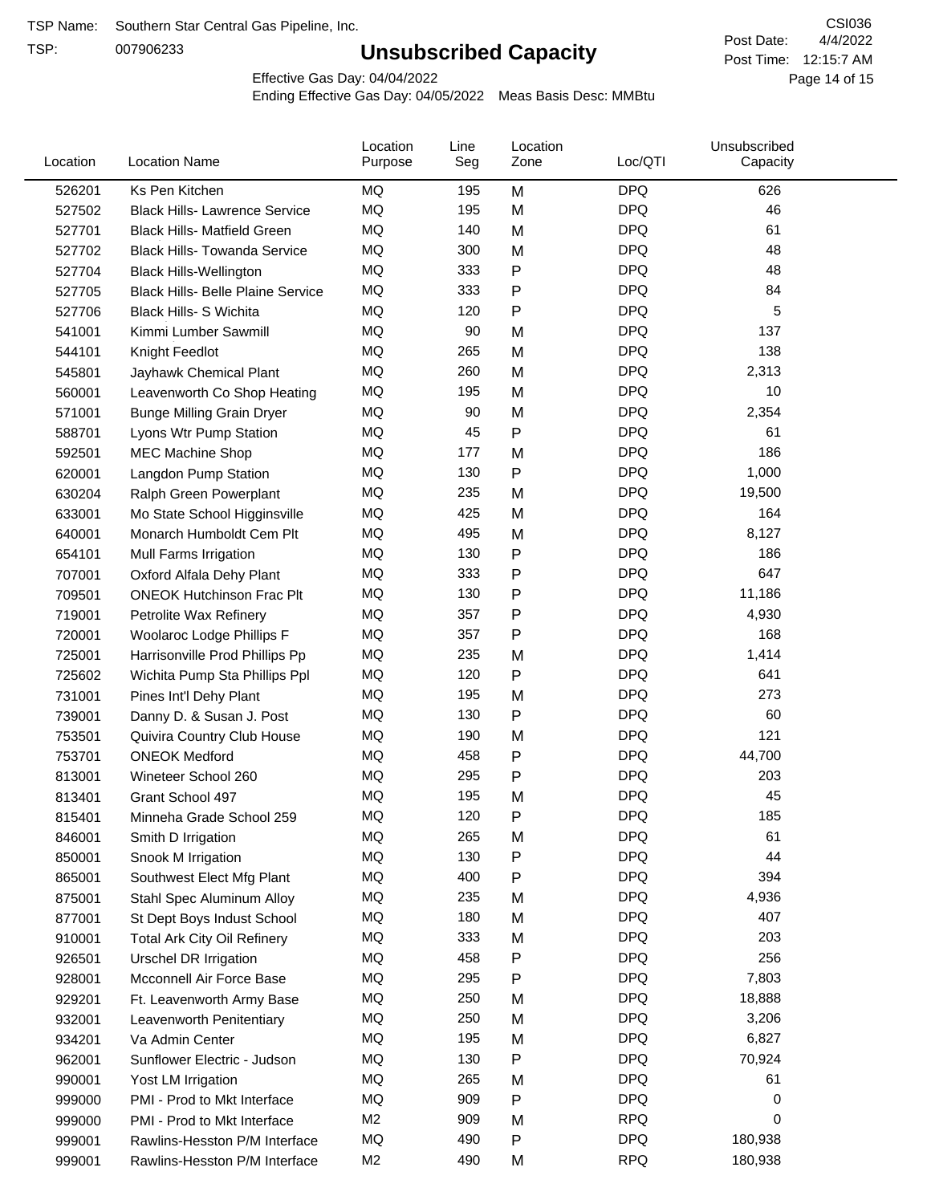TSP Name: Southern Star Central Gas Pipeline, Inc.

TSP: 007906233

# Unsubscribed Capacity

CSI036

Post Date: 4/4/2022

Post Time: 12:15:7 AM

Effective Gas Day: 04/04/2022

Ending Effective Gas Day: 04/05/2022 Meas Basis Desc: MMBtu

| Location | Location Name | Location Purpose | Line Seg | Location Zone | Loc/QTI | Unsubscribed Capacity |
|---|---|---|---|---|---|---|
| 526201 | Ks Pen Kitchen | MQ | 195 | M | DPQ | 626 |
| 527502 | Black Hills- Lawrence Service | MQ | 195 | M | DPQ | 46 |
| 527701 | Black Hills- Matfield Green | MQ | 140 | M | DPQ | 61 |
| 527702 | Black Hills- Towanda Service | MQ | 300 | M | DPQ | 48 |
| 527704 | Black Hills-Wellington | MQ | 333 | P | DPQ | 48 |
| 527705 | Black Hills- Belle Plaine Service | MQ | 333 | P | DPQ | 84 |
| 527706 | Black Hills- S Wichita | MQ | 120 | P | DPQ | 5 |
| 541001 | Kimmi Lumber Sawmill | MQ | 90 | M | DPQ | 137 |
| 544101 | Knight Feedlot | MQ | 265 | M | DPQ | 138 |
| 545801 | Jayhawk Chemical Plant | MQ | 260 | M | DPQ | 2,313 |
| 560001 | Leavenworth Co Shop Heating | MQ | 195 | M | DPQ | 10 |
| 571001 | Bunge Milling Grain Dryer | MQ | 90 | M | DPQ | 2,354 |
| 588701 | Lyons Wtr Pump Station | MQ | 45 | P | DPQ | 61 |
| 592501 | MEC Machine Shop | MQ | 177 | M | DPQ | 186 |
| 620001 | Langdon Pump Station | MQ | 130 | P | DPQ | 1,000 |
| 630204 | Ralph Green Powerplant | MQ | 235 | M | DPQ | 19,500 |
| 633001 | Mo State School Higginsville | MQ | 425 | M | DPQ | 164 |
| 640001 | Monarch Humboldt Cem Plt | MQ | 495 | M | DPQ | 8,127 |
| 654101 | Mull Farms Irrigation | MQ | 130 | P | DPQ | 186 |
| 707001 | Oxford Alfala Dehy Plant | MQ | 333 | P | DPQ | 647 |
| 709501 | ONEOK Hutchinson Frac Plt | MQ | 130 | P | DPQ | 11,186 |
| 719001 | Petrolite Wax Refinery | MQ | 357 | P | DPQ | 4,930 |
| 720001 | Woolaroc Lodge Phillips F | MQ | 357 | P | DPQ | 168 |
| 725001 | Harrisonville Prod Phillips Pp | MQ | 235 | M | DPQ | 1,414 |
| 725602 | Wichita Pump Sta Phillips Ppl | MQ | 120 | P | DPQ | 641 |
| 731001 | Pines Int'l Dehy Plant | MQ | 195 | M | DPQ | 273 |
| 739001 | Danny D. & Susan J. Post | MQ | 130 | P | DPQ | 60 |
| 753501 | Quivira Country Club House | MQ | 190 | M | DPQ | 121 |
| 753701 | ONEOK Medford | MQ | 458 | P | DPQ | 44,700 |
| 813001 | Wineteer School 260 | MQ | 295 | P | DPQ | 203 |
| 813401 | Grant School 497 | MQ | 195 | M | DPQ | 45 |
| 815401 | Minneha Grade School 259 | MQ | 120 | P | DPQ | 185 |
| 846001 | Smith D Irrigation | MQ | 265 | M | DPQ | 61 |
| 850001 | Snook M Irrigation | MQ | 130 | P | DPQ | 44 |
| 865001 | Southwest Elect Mfg Plant | MQ | 400 | P | DPQ | 394 |
| 875001 | Stahl Spec Aluminum Alloy | MQ | 235 | M | DPQ | 4,936 |
| 877001 | St Dept Boys Indust School | MQ | 180 | M | DPQ | 407 |
| 910001 | Total Ark City Oil Refinery | MQ | 333 | M | DPQ | 203 |
| 926501 | Urschel DR Irrigation | MQ | 458 | P | DPQ | 256 |
| 928001 | Mcconnell Air Force Base | MQ | 295 | P | DPQ | 7,803 |
| 929201 | Ft. Leavenworth Army Base | MQ | 250 | M | DPQ | 18,888 |
| 932001 | Leavenworth Penitentiary | MQ | 250 | M | DPQ | 3,206 |
| 934201 | Va Admin Center | MQ | 195 | M | DPQ | 6,827 |
| 962001 | Sunflower Electric - Judson | MQ | 130 | P | DPQ | 70,924 |
| 990001 | Yost LM Irrigation | MQ | 265 | M | DPQ | 61 |
| 999000 | PMI - Prod to Mkt Interface | MQ | 909 | P | DPQ | 0 |
| 999000 | PMI - Prod to Mkt Interface | M2 | 909 | M | RPQ | 0 |
| 999001 | Rawlins-Hesston P/M Interface | MQ | 490 | P | DPQ | 180,938 |
| 999001 | Rawlins-Hesston P/M Interface | M2 | 490 | M | RPQ | 180,938 |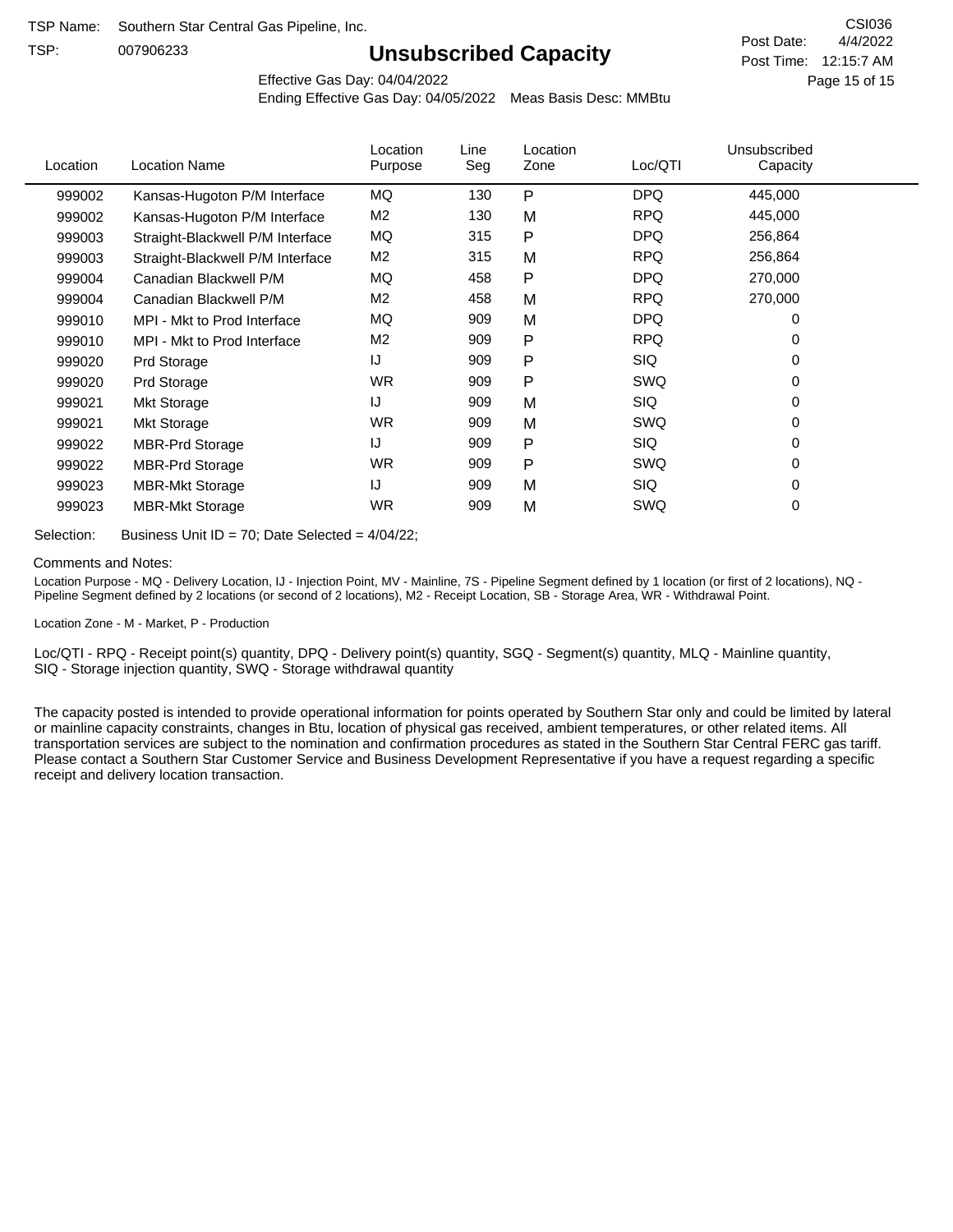TSP Name: Southern Star Central Gas Pipeline, Inc.

TSP: 007906233

# Unsubscribed Capacity

CSI036

Post Date: 4/4/2022

Post Time: 12:15:7 AM

Effective Gas Day: 04/04/2022

Ending Effective Gas Day: 04/05/2022 Meas Basis Desc: MMBtu

| Location | Location Name | Location Purpose | Line Seg | Location Zone | Loc/QTI | Unsubscribed Capacity |
|---|---|---|---|---|---|---|
| 999002 | Kansas-Hugoton P/M Interface | MQ | 130 | P | DPQ | 445,000 |
| 999002 | Kansas-Hugoton P/M Interface | M2 | 130 | M | RPQ | 445,000 |
| 999003 | Straight-Blackwell P/M Interface | MQ | 315 | P | DPQ | 256,864 |
| 999003 | Straight-Blackwell P/M Interface | M2 | 315 | M | RPQ | 256,864 |
| 999004 | Canadian Blackwell P/M | MQ | 458 | P | DPQ | 270,000 |
| 999004 | Canadian Blackwell P/M | M2 | 458 | M | RPQ | 270,000 |
| 999010 | MPI - Mkt to Prod Interface | MQ | 909 | M | DPQ | 0 |
| 999010 | MPI - Mkt to Prod Interface | M2 | 909 | P | RPQ | 0 |
| 999020 | Prd Storage | IJ | 909 | P | SIQ | 0 |
| 999020 | Prd Storage | WR | 909 | P | SWQ | 0 |
| 999021 | Mkt Storage | IJ | 909 | M | SIQ | 0 |
| 999021 | Mkt Storage | WR | 909 | M | SWQ | 0 |
| 999022 | MBR-Prd Storage | IJ | 909 | P | SIQ | 0 |
| 999022 | MBR-Prd Storage | WR | 909 | P | SWQ | 0 |
| 999023 | MBR-Mkt Storage | IJ | 909 | M | SIQ | 0 |
| 999023 | MBR-Mkt Storage | WR | 909 | M | SWQ | 0 |

Selection: Business Unit ID = 70; Date Selected = 4/04/22;

Comments and Notes:

Location Purpose - MQ - Delivery Location, IJ - Injection Point, MV - Mainline, 7S - Pipeline Segment defined by 1 location (or first of 2 locations), NQ - Pipeline Segment defined by 2 locations (or second of 2 locations), M2 - Receipt Location, SB - Storage Area, WR - Withdrawal Point.

Location Zone - M - Market, P - Production

Loc/QTI - RPQ - Receipt point(s) quantity, DPQ - Delivery point(s) quantity, SGQ - Segment(s) quantity, MLQ - Mainline quantity, SIQ - Storage injection quantity, SWQ - Storage withdrawal quantity

The capacity posted is intended to provide operational information for points operated by Southern Star only and could be limited by lateral or mainline capacity constraints, changes in Btu, location of physical gas received, ambient temperatures, or other related items. All transportation services are subject to the nomination and confirmation procedures as stated in the Southern Star Central FERC gas tariff. Please contact a Southern Star Customer Service and Business Development Representative if you have a request regarding a specific receipt and delivery location transaction.